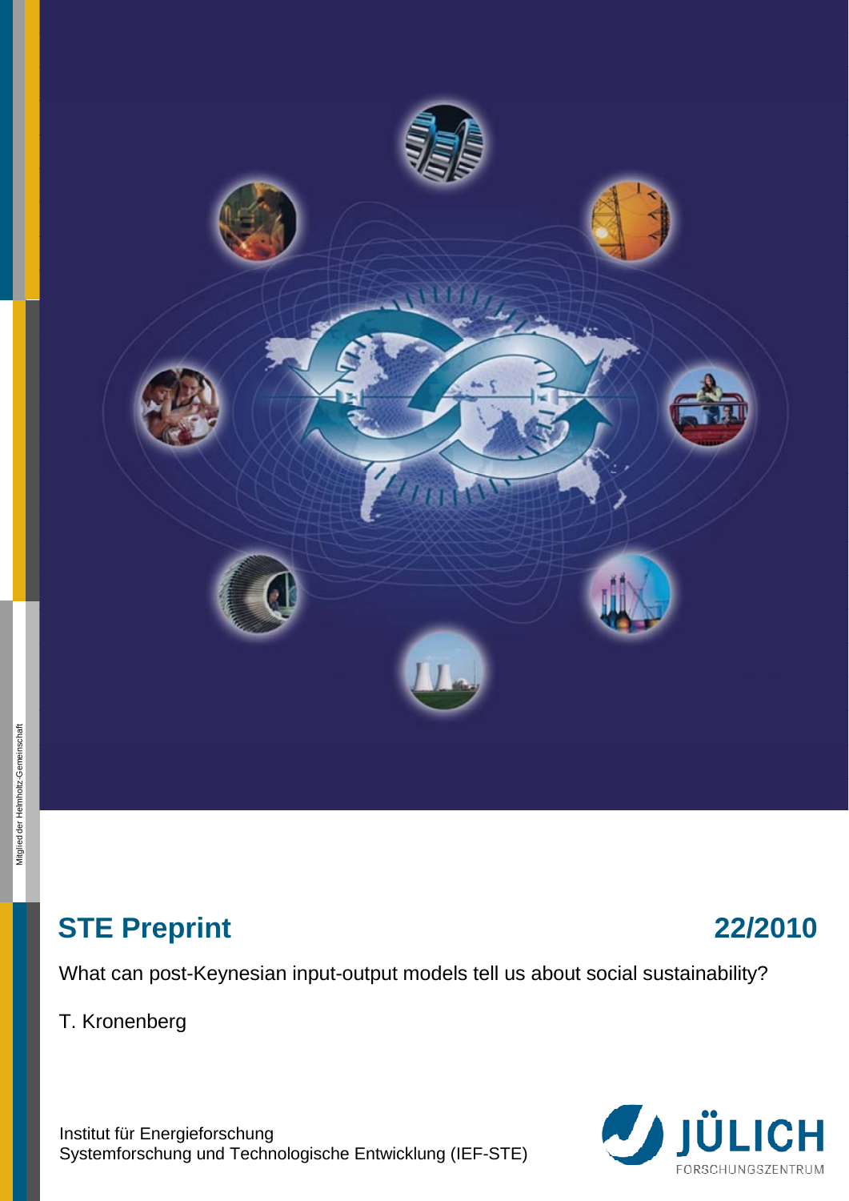Mitglied der Helmholtz-Gemeinschaft

# STE Preprint 22/2010

What can post-Keynesian input-output models tell us about social sustainability?

T. Kronenberg

Institut für Energieforschung
Systemforschung und Technologische Entwicklung (IEF-STE)

JÜLICH FORSCHUNGSZENTRUM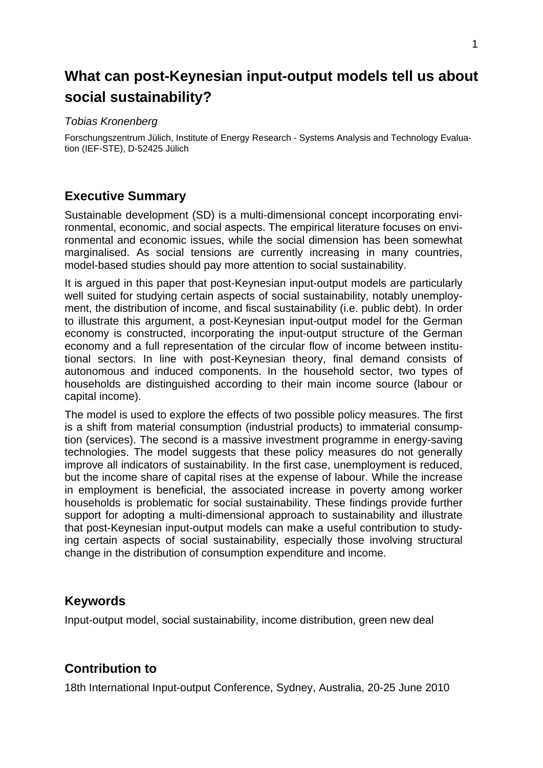# What can post-Keynesian input-output models tell us about social sustainability?

*Tobias Kronenberg*

Forschungszentrum Jülich, Institute of Energy Research - Systems Analysis and Technology Evaluation (IEF-STE), D-52425 Jülich

## Executive Summary

Sustainable development (SD) is a multi-dimensional concept incorporating environmental, economic, and social aspects. The empirical literature focuses on environmental and economic issues, while the social dimension has been somewhat marginalised. As social tensions are currently increasing in many countries, model-based studies should pay more attention to social sustainability.

It is argued in this paper that post-Keynesian input-output models are particularly well suited for studying certain aspects of social sustainability, notably unemployment, the distribution of income, and fiscal sustainability (i.e. public debt). In order to illustrate this argument, a post-Keynesian input-output model for the German economy is constructed, incorporating the input-output structure of the German economy and a full representation of the circular flow of income between institutional sectors. In line with post-Keynesian theory, final demand consists of autonomous and induced components. In the household sector, two types of households are distinguished according to their main income source (labour or capital income).

The model is used to explore the effects of two possible policy measures. The first is a shift from material consumption (industrial products) to immaterial consumption (services). The second is a massive investment programme in energy-saving technologies. The model suggests that these policy measures do not generally improve all indicators of sustainability. In the first case, unemployment is reduced, but the income share of capital rises at the expense of labour. While the increase in employment is beneficial, the associated increase in poverty among worker households is problematic for social sustainability. These findings provide further support for adopting a multi-dimensional approach to sustainability and illustrate that post-Keynesian input-output models can make a useful contribution to studying certain aspects of social sustainability, especially those involving structural change in the distribution of consumption expenditure and income.

## Keywords

Input-output model, social sustainability, income distribution, green new deal

## Contribution to

18th International Input-output Conference, Sydney, Australia, 20-25 June 2010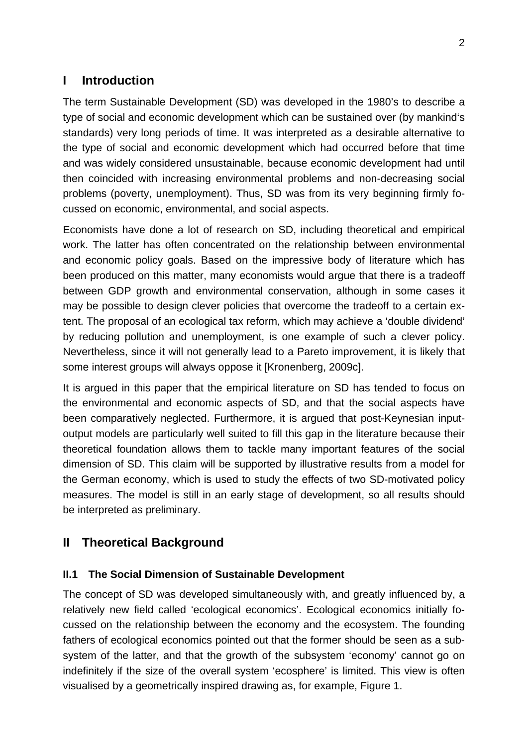# I Introduction

The term Sustainable Development (SD) was developed in the 1980's to describe a type of social and economic development which can be sustained over (by mankind's standards) very long periods of time. It was interpreted as a desirable alternative to the type of social and economic development which had occurred before that time and was widely considered unsustainable, because economic development had until then coincided with increasing environmental problems and non-decreasing social problems (poverty, unemployment). Thus, SD was from its very beginning firmly focussed on economic, environmental, and social aspects.

Economists have done a lot of research on SD, including theoretical and empirical work. The latter has often concentrated on the relationship between environmental and economic policy goals. Based on the impressive body of literature which has been produced on this matter, many economists would argue that there is a tradeoff between GDP growth and environmental conservation, although in some cases it may be possible to design clever policies that overcome the tradeoff to a certain extent. The proposal of an ecological tax reform, which may achieve a 'double dividend' by reducing pollution and unemployment, is one example of such a clever policy. Nevertheless, since it will not generally lead to a Pareto improvement, it is likely that some interest groups will always oppose it [Kronenberg, 2009c].

It is argued in this paper that the empirical literature on SD has tended to focus on the environmental and economic aspects of SD, and that the social aspects have been comparatively neglected. Furthermore, it is argued that post-Keynesian input-output models are particularly well suited to fill this gap in the literature because their theoretical foundation allows them to tackle many important features of the social dimension of SD. This claim will be supported by illustrative results from a model for the German economy, which is used to study the effects of two SD-motivated policy measures. The model is still in an early stage of development, so all results should be interpreted as preliminary.

# II Theoretical Background

## II.1 The Social Dimension of Sustainable Development

The concept of SD was developed simultaneously with, and greatly influenced by, a relatively new field called 'ecological economics'. Ecological economics initially focussed on the relationship between the economy and the ecosystem. The founding fathers of ecological economics pointed out that the former should be seen as a subsystem of the latter, and that the growth of the subsystem 'economy' cannot go on indefinitely if the size of the overall system 'ecosphere' is limited. This view is often visualised by a geometrically inspired drawing as, for example, Figure 1.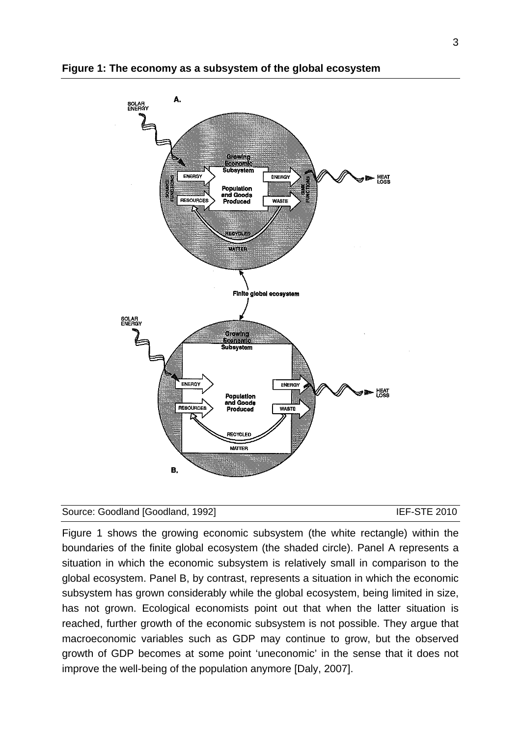**Figure 1: The economy as a subsystem of the global ecosystem**

Source: Goodland [Goodland, 1992] IEF-STE 2010

Figure 1 shows the growing economic subsystem (the white rectangle) within the boundaries of the finite global ecosystem (the shaded circle). Panel A represents a situation in which the economic subsystem is relatively small in comparison to the global ecosystem. Panel B, by contrast, represents a situation in which the economic subsystem has grown considerably while the global ecosystem, being limited in size, has not grown. Ecological economists point out that when the latter situation is reached, further growth of the economic subsystem is not possible. They argue that macroeconomic variables such as GDP may continue to grow, but the observed growth of GDP becomes at some point 'uneconomic' in the sense that it does not improve the well-being of the population anymore [Daly, 2007].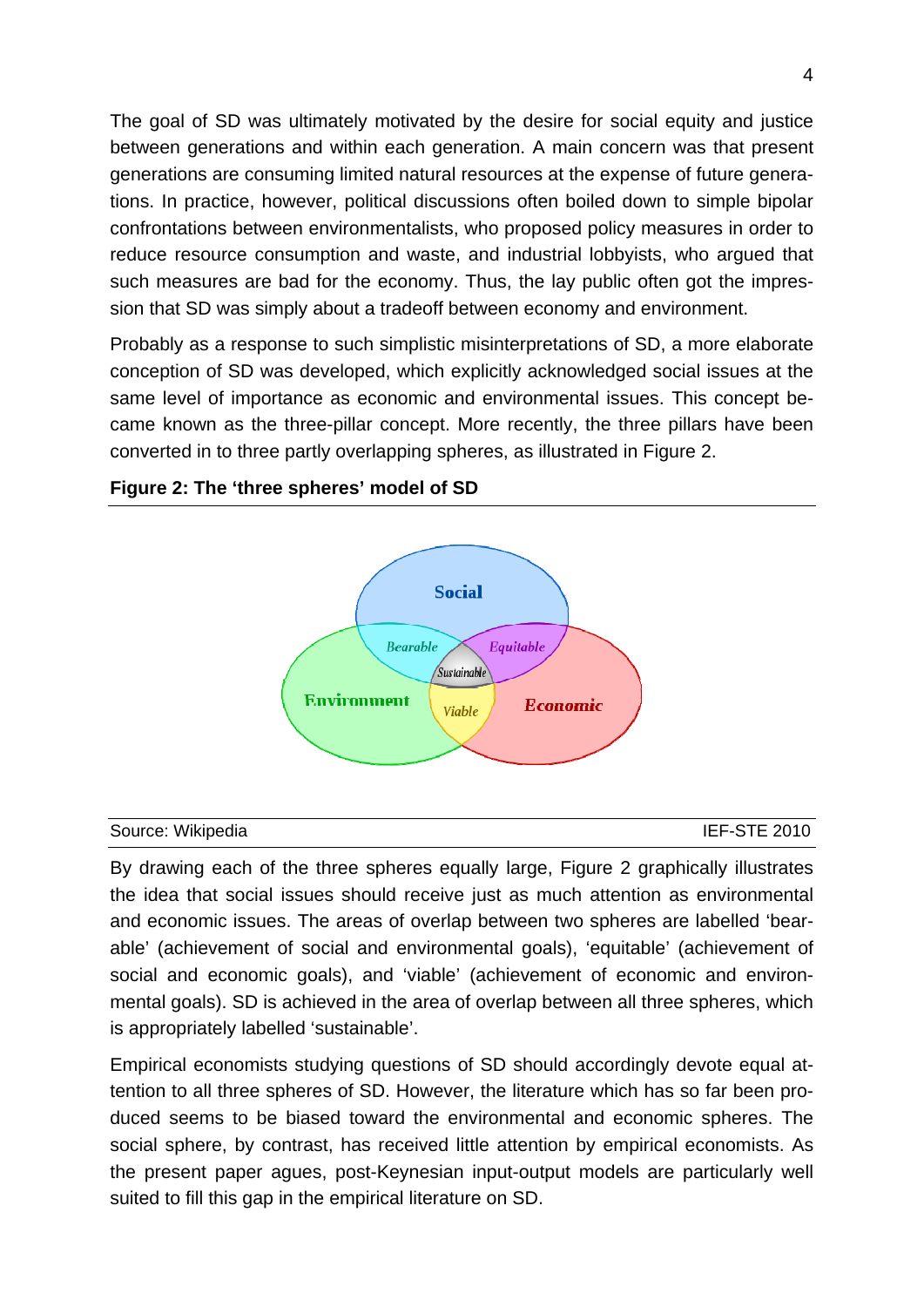The goal of SD was ultimately motivated by the desire for social equity and justice between generations and within each generation. A main concern was that present generations are consuming limited natural resources at the expense of future generations. In practice, however, political discussions often boiled down to simple bipolar confrontations between environmentalists, who proposed policy measures in order to reduce resource consumption and waste, and industrial lobbyists, who argued that such measures are bad for the economy. Thus, the lay public often got the impression that SD was simply about a tradeoff between economy and environment.

Probably as a response to such simplistic misinterpretations of SD, a more elaborate conception of SD was developed, which explicitly acknowledged social issues at the same level of importance as economic and environmental issues. This concept became known as the three-pillar concept. More recently, the three pillars have been converted in to three partly overlapping spheres, as illustrated in Figure 2.

**Figure 2: The 'three spheres' model of SD**

Source: Wikipedia IEF-STE 2010

By drawing each of the three spheres equally large, Figure 2 graphically illustrates the idea that social issues should receive just as much attention as environmental and economic issues. The areas of overlap between two spheres are labelled 'bearable' (achievement of social and environmental goals), 'equitable' (achievement of social and economic goals), and 'viable' (achievement of economic and environmental goals). SD is achieved in the area of overlap between all three spheres, which is appropriately labelled 'sustainable'.

Empirical economists studying questions of SD should accordingly devote equal attention to all three spheres of SD. However, the literature which has so far been produced seems to be biased toward the environmental and economic spheres. The social sphere, by contrast, has received little attention by empirical economists. As the present paper agues, post-Keynesian input-output models are particularly well suited to fill this gap in the empirical literature on SD.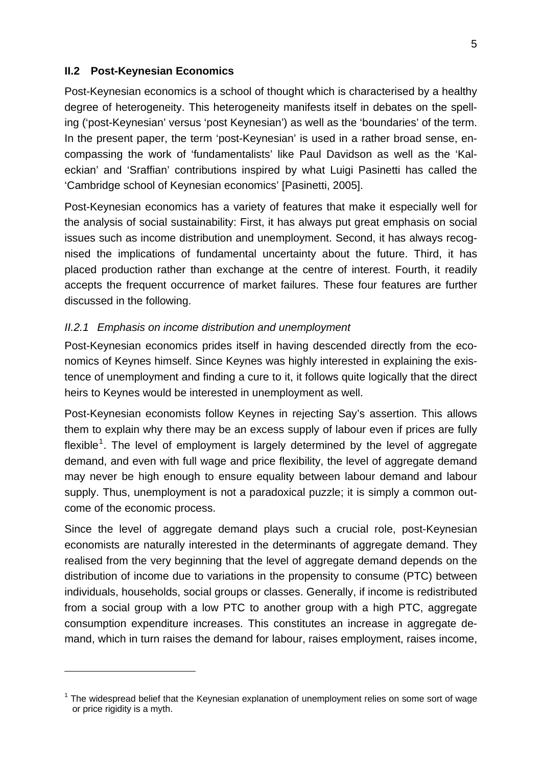## II.2 Post-Keynesian Economics

Post-Keynesian economics is a school of thought which is characterised by a healthy degree of heterogeneity. This heterogeneity manifests itself in debates on the spelling ('post-Keynesian' versus 'post Keynesian') as well as the 'boundaries' of the term. In the present paper, the term 'post-Keynesian' is used in a rather broad sense, encompassing the work of 'fundamentalists' like Paul Davidson as well as the 'Kaleckian' and 'Sraffian' contributions inspired by what Luigi Pasinetti has called the 'Cambridge school of Keynesian economics' [Pasinetti, 2005].

Post-Keynesian economics has a variety of features that make it especially well for the analysis of social sustainability: First, it has always put great emphasis on social issues such as income distribution and unemployment. Second, it has always recognised the implications of fundamental uncertainty about the future. Third, it has placed production rather than exchange at the centre of interest. Fourth, it readily accepts the frequent occurrence of market failures. These four features are further discussed in the following.

### *II.2.1 Emphasis on income distribution and unemployment*

Post-Keynesian economics prides itself in having descended directly from the economics of Keynes himself. Since Keynes was highly interested in explaining the existence of unemployment and finding a cure to it, it follows quite logically that the direct heirs to Keynes would be interested in unemployment as well.

Post-Keynesian economists follow Keynes in rejecting Say's assertion. This allows them to explain why there may be an excess supply of labour even if prices are fully flexible[1]. The level of employment is largely determined by the level of aggregate demand, and even with full wage and price flexibility, the level of aggregate demand may never be high enough to ensure equality between labour demand and labour supply. Thus, unemployment is not a paradoxical puzzle; it is simply a common outcome of the economic process.

Since the level of aggregate demand plays such a crucial role, post-Keynesian economists are naturally interested in the determinants of aggregate demand. They realised from the very beginning that the level of aggregate demand depends on the distribution of income due to variations in the propensity to consume (PTC) between individuals, households, social groups or classes. Generally, if income is redistributed from a social group with a low PTC to another group with a high PTC, aggregate consumption expenditure increases. This constitutes an increase in aggregate demand, which in turn raises the demand for labour, raises employment, raises income,

[1] The widespread belief that the Keynesian explanation of unemployment relies on some sort of wage or price rigidity is a myth.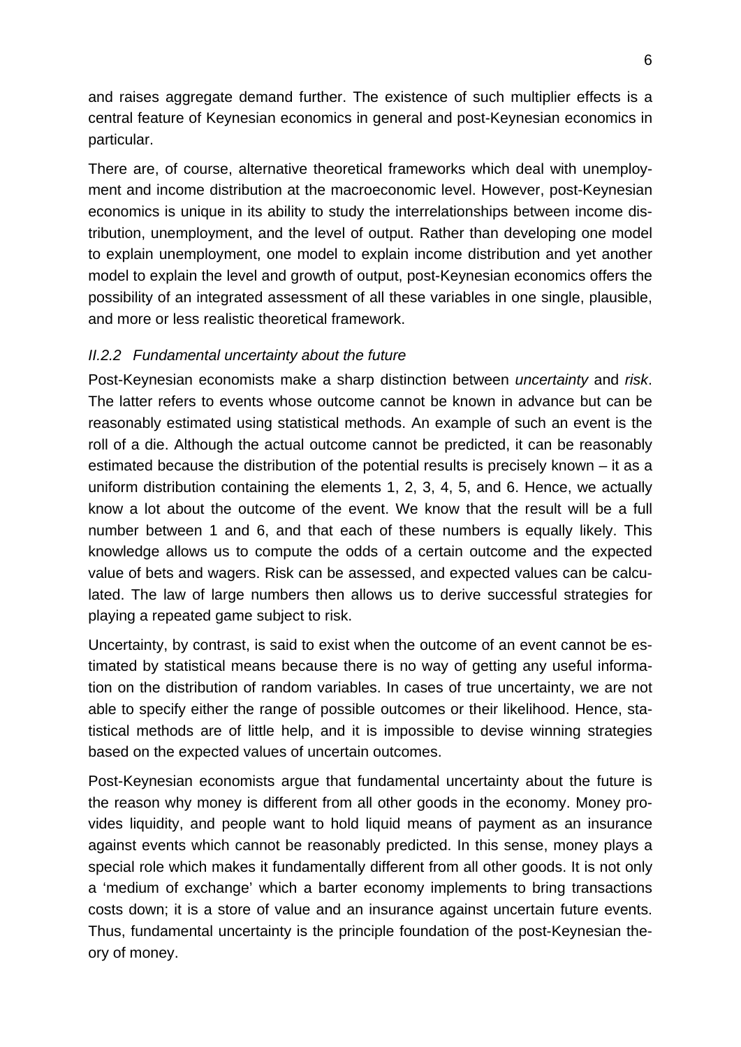and raises aggregate demand further. The existence of such multiplier effects is a central feature of Keynesian economics in general and post-Keynesian economics in particular.

There are, of course, alternative theoretical frameworks which deal with unemployment and income distribution at the macroeconomic level. However, post-Keynesian economics is unique in its ability to study the interrelationships between income distribution, unemployment, and the level of output. Rather than developing one model to explain unemployment, one model to explain income distribution and yet another model to explain the level and growth of output, post-Keynesian economics offers the possibility of an integrated assessment of all these variables in one single, plausible, and more or less realistic theoretical framework.

### *II.2.2 Fundamental uncertainty about the future*

Post-Keynesian economists make a sharp distinction between *uncertainty* and *risk*. The latter refers to events whose outcome cannot be known in advance but can be reasonably estimated using statistical methods. An example of such an event is the roll of a die. Although the actual outcome cannot be predicted, it can be reasonably estimated because the distribution of the potential results is precisely known – it as a uniform distribution containing the elements 1, 2, 3, 4, 5, and 6. Hence, we actually know a lot about the outcome of the event. We know that the result will be a full number between 1 and 6, and that each of these numbers is equally likely. This knowledge allows us to compute the odds of a certain outcome and the expected value of bets and wagers. Risk can be assessed, and expected values can be calculated. The law of large numbers then allows us to derive successful strategies for playing a repeated game subject to risk.

Uncertainty, by contrast, is said to exist when the outcome of an event cannot be estimated by statistical means because there is no way of getting any useful information on the distribution of random variables. In cases of true uncertainty, we are not able to specify either the range of possible outcomes or their likelihood. Hence, statistical methods are of little help, and it is impossible to devise winning strategies based on the expected values of uncertain outcomes.

Post-Keynesian economists argue that fundamental uncertainty about the future is the reason why money is different from all other goods in the economy. Money provides liquidity, and people want to hold liquid means of payment as an insurance against events which cannot be reasonably predicted. In this sense, money plays a special role which makes it fundamentally different from all other goods. It is not only a 'medium of exchange' which a barter economy implements to bring transactions costs down; it is a store of value and an insurance against uncertain future events. Thus, fundamental uncertainty is the principle foundation of the post-Keynesian theory of money.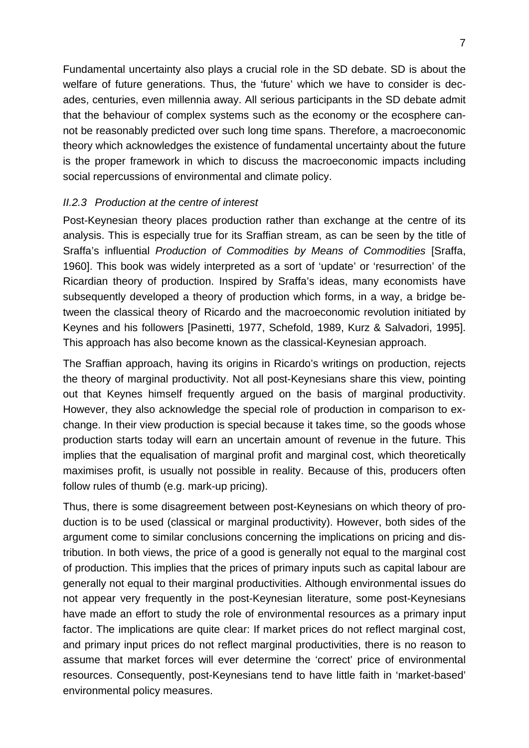Fundamental uncertainty also plays a crucial role in the SD debate. SD is about the welfare of future generations. Thus, the 'future' which we have to consider is decades, centuries, even millennia away. All serious participants in the SD debate admit that the behaviour of complex systems such as the economy or the ecosphere cannot be reasonably predicted over such long time spans. Therefore, a macroeconomic theory which acknowledges the existence of fundamental uncertainty about the future is the proper framework in which to discuss the macroeconomic impacts including social repercussions of environmental and climate policy.

### *II.2.3 Production at the centre of interest*

Post-Keynesian theory places production rather than exchange at the centre of its analysis. This is especially true for its Sraffian stream, as can be seen by the title of Sraffa's influential *Production of Commodities by Means of Commodities* [Sraffa, 1960]. This book was widely interpreted as a sort of 'update' or 'resurrection' of the Ricardian theory of production. Inspired by Sraffa's ideas, many economists have subsequently developed a theory of production which forms, in a way, a bridge between the classical theory of Ricardo and the macroeconomic revolution initiated by Keynes and his followers [Pasinetti, 1977, Schefold, 1989, Kurz & Salvadori, 1995]. This approach has also become known as the classical-Keynesian approach.

The Sraffian approach, having its origins in Ricardo's writings on production, rejects the theory of marginal productivity. Not all post-Keynesians share this view, pointing out that Keynes himself frequently argued on the basis of marginal productivity. However, they also acknowledge the special role of production in comparison to exchange. In their view production is special because it takes time, so the goods whose production starts today will earn an uncertain amount of revenue in the future. This implies that the equalisation of marginal profit and marginal cost, which theoretically maximises profit, is usually not possible in reality. Because of this, producers often follow rules of thumb (e.g. mark-up pricing).

Thus, there is some disagreement between post-Keynesians on which theory of production is to be used (classical or marginal productivity). However, both sides of the argument come to similar conclusions concerning the implications on pricing and distribution. In both views, the price of a good is generally not equal to the marginal cost of production. This implies that the prices of primary inputs such as capital labour are generally not equal to their marginal productivities. Although environmental issues do not appear very frequently in the post-Keynesian literature, some post-Keynesians have made an effort to study the role of environmental resources as a primary input factor. The implications are quite clear: If market prices do not reflect marginal cost, and primary input prices do not reflect marginal productivities, there is no reason to assume that market forces will ever determine the 'correct' price of environmental resources. Consequently, post-Keynesians tend to have little faith in 'market-based' environmental policy measures.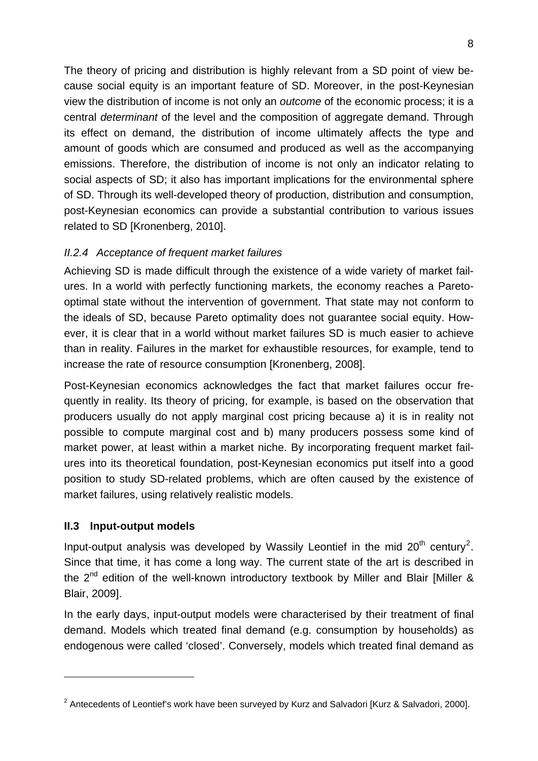The theory of pricing and distribution is highly relevant from a SD point of view because social equity is an important feature of SD. Moreover, in the post-Keynesian view the distribution of income is not only an *outcome* of the economic process; it is a central *determinant* of the level and the composition of aggregate demand. Through its effect on demand, the distribution of income ultimately affects the type and amount of goods which are consumed and produced as well as the accompanying emissions. Therefore, the distribution of income is not only an indicator relating to social aspects of SD; it also has important implications for the environmental sphere of SD. Through its well-developed theory of production, distribution and consumption, post-Keynesian economics can provide a substantial contribution to various issues related to SD [Kronenberg, 2010].

### *II.2.4 Acceptance of frequent market failures*

Achieving SD is made difficult through the existence of a wide variety of market failures. In a world with perfectly functioning markets, the economy reaches a Pareto-optimal state without the intervention of government. That state may not conform to the ideals of SD, because Pareto optimality does not guarantee social equity. However, it is clear that in a world without market failures SD is much easier to achieve than in reality. Failures in the market for exhaustible resources, for example, tend to increase the rate of resource consumption [Kronenberg, 2008].

Post-Keynesian economics acknowledges the fact that market failures occur frequently in reality. Its theory of pricing, for example, is based on the observation that producers usually do not apply marginal cost pricing because a) it is in reality not possible to compute marginal cost and b) many producers possess some kind of market power, at least within a market niche. By incorporating frequent market failures into its theoretical foundation, post-Keynesian economics put itself into a good position to study SD-related problems, which are often caused by the existence of market failures, using relatively realistic models.

## II.3 Input-output models

Input-output analysis was developed by Wassily Leontief in the mid 20th century[2]. Since that time, it has come a long way. The current state of the art is described in the 2nd edition of the well-known introductory textbook by Miller and Blair [Miller & Blair, 2009].

In the early days, input-output models were characterised by their treatment of final demand. Models which treated final demand (e.g. consumption by households) as endogenous were called 'closed'. Conversely, models which treated final demand as

[2] Antecedents of Leontief's work have been surveyed by Kurz and Salvadori [Kurz & Salvadori, 2000].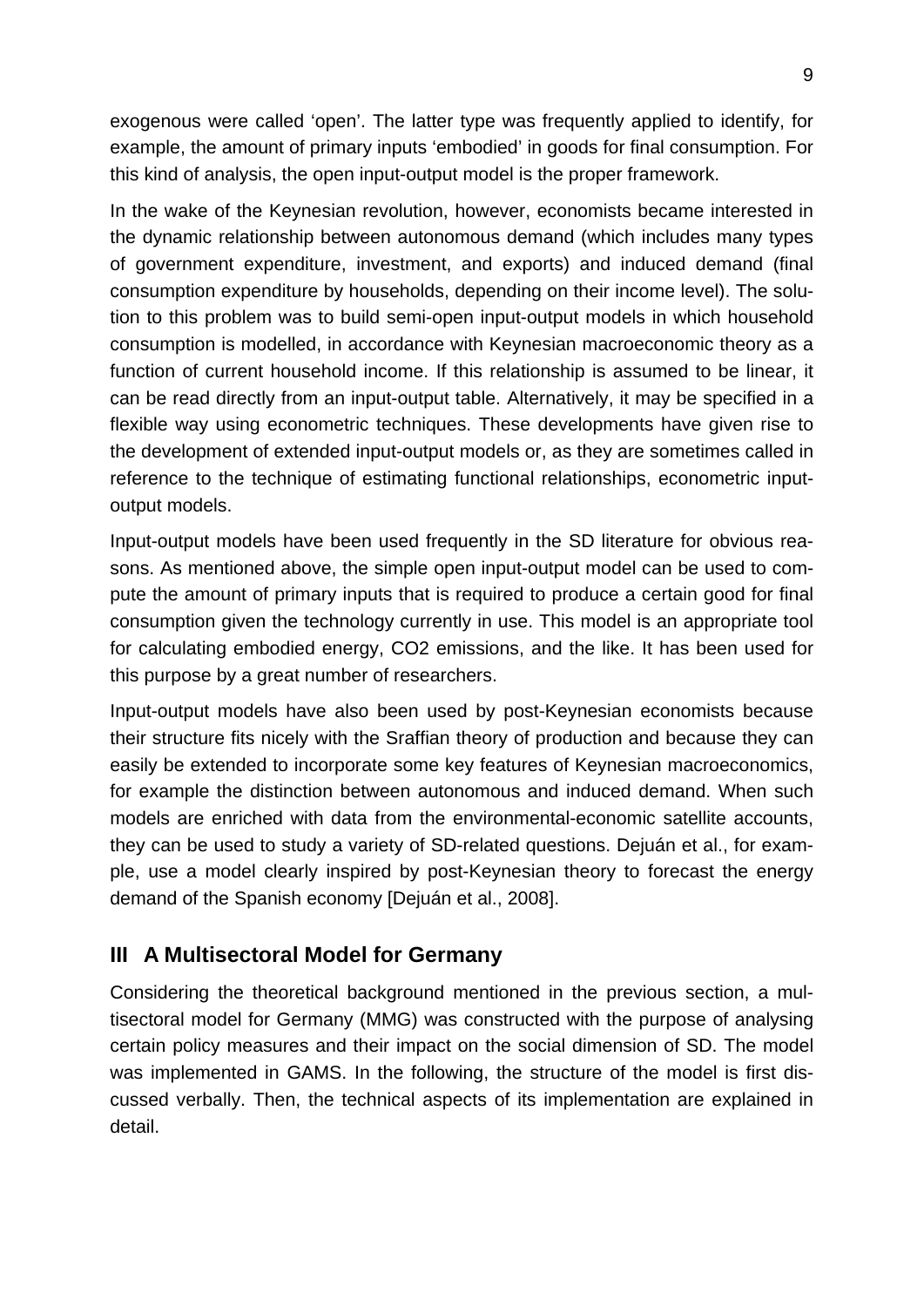exogenous were called ‘open’. The latter type was frequently applied to identify, for example, the amount of primary inputs ‘embodied’ in goods for final consumption. For this kind of analysis, the open input-output model is the proper framework.

In the wake of the Keynesian revolution, however, economists became interested in the dynamic relationship between autonomous demand (which includes many types of government expenditure, investment, and exports) and induced demand (final consumption expenditure by households, depending on their income level). The solution to this problem was to build semi-open input-output models in which household consumption is modelled, in accordance with Keynesian macroeconomic theory as a function of current household income. If this relationship is assumed to be linear, it can be read directly from an input-output table. Alternatively, it may be specified in a flexible way using econometric techniques. These developments have given rise to the development of extended input-output models or, as they are sometimes called in reference to the technique of estimating functional relationships, econometric input-output models.

Input-output models have been used frequently in the SD literature for obvious reasons. As mentioned above, the simple open input-output model can be used to compute the amount of primary inputs that is required to produce a certain good for final consumption given the technology currently in use. This model is an appropriate tool for calculating embodied energy, $CO_2$ emissions, and the like. It has been used for this purpose by a great number of researchers.

Input-output models have also been used by post-Keynesian economists because their structure fits nicely with the Sraffian theory of production and because they can easily be extended to incorporate some key features of Keynesian macroeconomics, for example the distinction between autonomous and induced demand. When such models are enriched with data from the environmental-economic satellite accounts, they can be used to study a variety of SD-related questions. Dejuán et al., for example, use a model clearly inspired by post-Keynesian theory to forecast the energy demand of the Spanish economy [Dejuán et al., 2008].

## III A Multisectoral Model for Germany

Considering the theoretical background mentioned in the previous section, a multisectoral model for Germany (MMG) was constructed with the purpose of analysing certain policy measures and their impact on the social dimension of SD. The model was implemented in GAMS. In the following, the structure of the model is first discussed verbally. Then, the technical aspects of its implementation are explained in detail.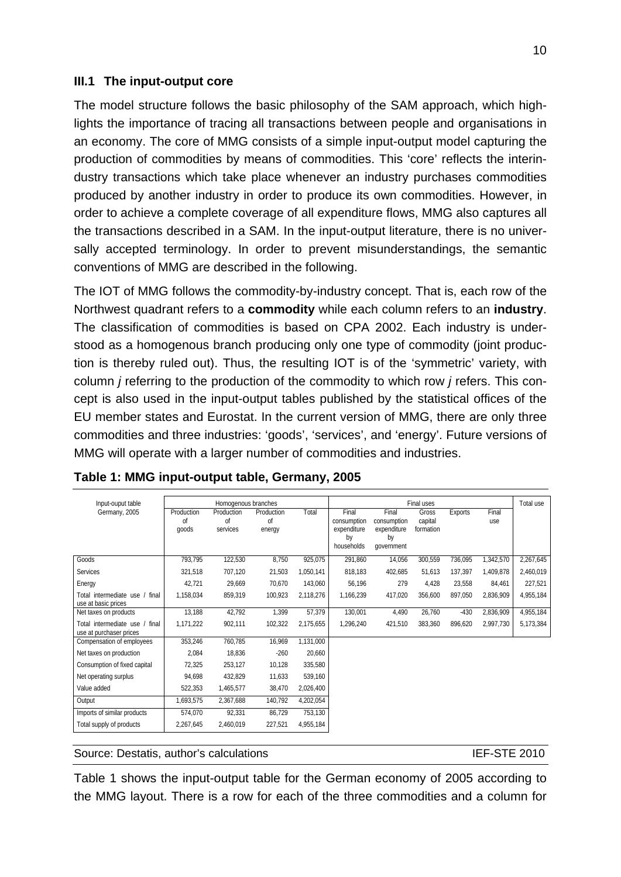### III.1 The input-output core

The model structure follows the basic philosophy of the SAM approach, which highlights the importance of tracing all transactions between people and organisations in an economy. The core of MMG consists of a simple input-output model capturing the production of commodities by means of commodities. This 'core' reflects the interindustry transactions which take place whenever an industry purchases commodities produced by another industry in order to produce its own commodities. However, in order to achieve a complete coverage of all expenditure flows, MMG also captures all the transactions described in a SAM. In the input-output literature, there is no universally accepted terminology. In order to prevent misunderstandings, the semantic conventions of MMG are described in the following.

The IOT of MMG follows the commodity-by-industry concept. That is, each row of the Northwest quadrant refers to a **commodity** while each column refers to an **industry**. The classification of commodities is based on CPA 2002. Each industry is understood as a homogenous branch producing only one type of commodity (joint production is thereby ruled out). Thus, the resulting IOT is of the 'symmetric' variety, with column *j* referring to the production of the commodity to which row *j* refers. This concept is also used in the input-output tables published by the statistical offices of the EU member states and Eurostat. In the current version of MMG, there are only three commodities and three industries: 'goods', 'services', and 'energy'. Future versions of MMG will operate with a larger number of commodities and industries.

**Table 1: MMG input-output table, Germany, 2005**

| Input-ouput table Germany, 2005 | Homogenous branches | | | | Final uses | | | | | Total use |
|---|---|---|---|---|---|---|---|---|---|---|
| | Production of goods | Production of services | Production of energy | Total | Final consumption expenditure by households | Final consumption expenditure by government | Gross capital formation | Exports | Final use | |
| Goods | 793,795 | 122,530 | 8,750 | 925,075 | 291,860 | 14,056 | 300,559 | 736,095 | 1,342,570 | 2,267,645 |
| Services | 321,518 | 707,120 | 21,503 | 1,050,141 | 818,183 | 402,685 | 51,613 | 137,397 | 1,409,878 | 2,460,019 |
| Energy | 42,721 | 29,669 | 70,670 | 143,060 | 56,196 | 279 | 4,428 | 23,558 | 84,461 | 227,521 |
| Total intermediate use / final use at basic prices | 1,158,034 | 859,319 | 100,923 | 2,118,276 | 1,166,239 | 417,020 | 356,600 | 897,050 | 2,836,909 | 4,955,184 |
| Net taxes on products | 13,188 | 42,792 | 1,399 | 57,379 | 130,001 | 4,490 | 26,760 | -430 | 2,836,909 | 4,955,184 |
| Total intermediate use / final use at purchaser prices | 1,171,222 | 902,111 | 102,322 | 2,175,655 | 1,296,240 | 421,510 | 383,360 | 896,620 | 2,997,730 | 5,173,384 |
| Compensation of employees | 353,246 | 760,785 | 16,969 | 1,131,000 | | | | | | |
| Net taxes on production | 2,084 | 18,836 | -260 | 20,660 | | | | | | |
| Consumption of fixed capital | 72,325 | 253,127 | 10,128 | 335,580 | | | | | | |
| Net operating surplus | 94,698 | 432,829 | 11,633 | 539,160 | | | | | | |
| Value added | 522,353 | 1,465,577 | 38,470 | 2,026,400 | | | | | | |
| Output | 1,693,575 | 2,367,688 | 140,792 | 4,202,054 | | | | | | |
| Imports of similar products | 574,070 | 92,331 | 86,729 | 753,130 | | | | | | |
| Total supply of products | 2,267,645 | 2,460,019 | 227,521 | 4,955,184 | | | | | | |

Source: Destatis, author's calculations IEF-STE 2010

Table 1 shows the input-output table for the German economy of 2005 according to the MMG layout. There is a row for each of the three commodities and a column for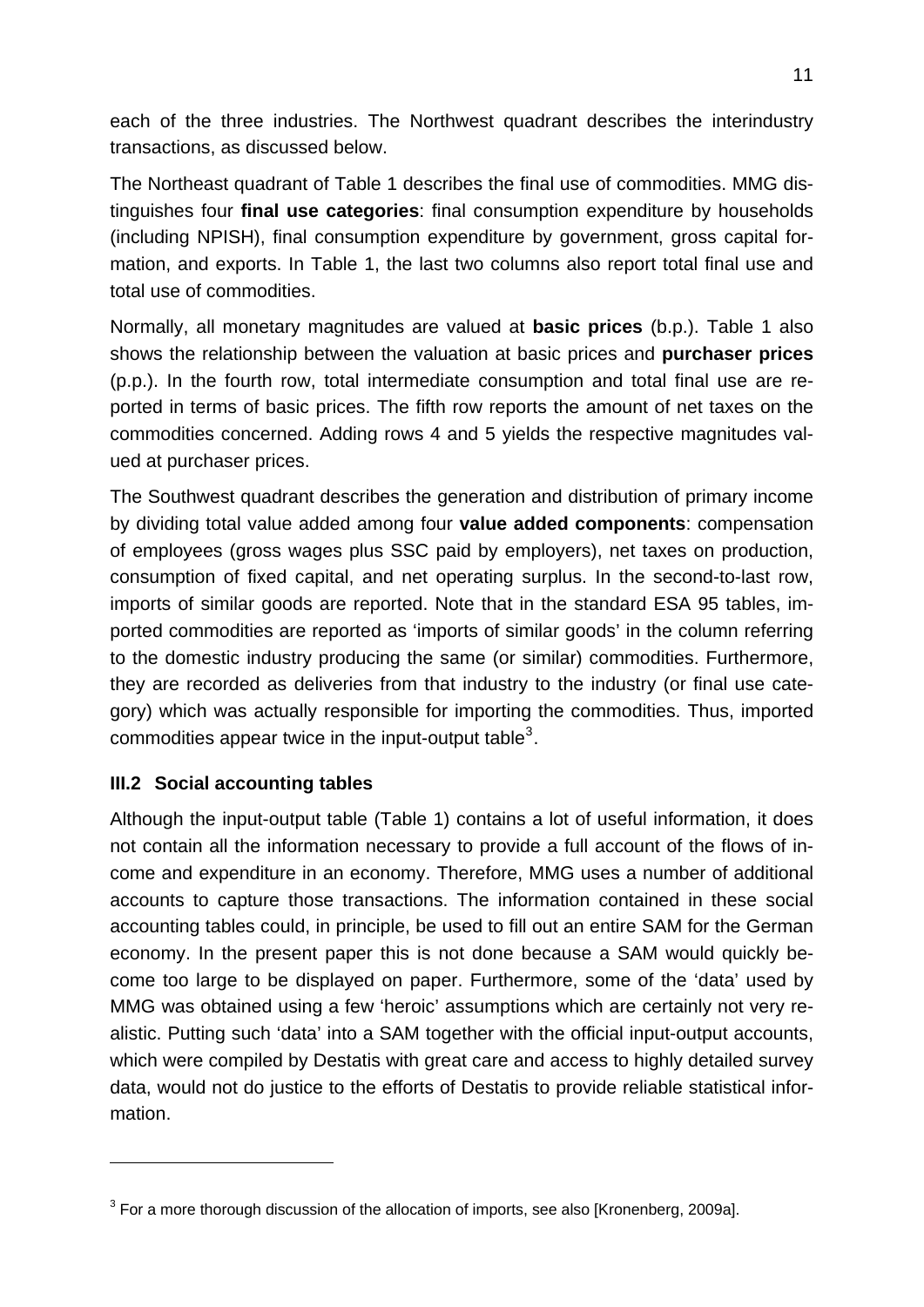each of the three industries. The Northwest quadrant describes the interindustry transactions, as discussed below.

The Northeast quadrant of Table 1 describes the final use of commodities. MMG distinguishes four **final use categories**: final consumption expenditure by households (including NPISH), final consumption expenditure by government, gross capital formation, and exports. In Table 1, the last two columns also report total final use and total use of commodities.

Normally, all monetary magnitudes are valued at **basic prices** (b.p.). Table 1 also shows the relationship between the valuation at basic prices and **purchaser prices** (p.p.). In the fourth row, total intermediate consumption and total final use are reported in terms of basic prices. The fifth row reports the amount of net taxes on the commodities concerned. Adding rows 4 and 5 yields the respective magnitudes valued at purchaser prices.

The Southwest quadrant describes the generation and distribution of primary income by dividing total value added among four **value added components**: compensation of employees (gross wages plus SSC paid by employers), net taxes on production, consumption of fixed capital, and net operating surplus. In the second-to-last row, imports of similar goods are reported. Note that in the standard ESA 95 tables, imported commodities are reported as 'imports of similar goods' in the column referring to the domestic industry producing the same (or similar) commodities. Furthermore, they are recorded as deliveries from that industry to the industry (or final use category) which was actually responsible for importing the commodities. Thus, imported commodities appear twice in the input-output table[3].

### III.2 Social accounting tables

Although the input-output table (Table 1) contains a lot of useful information, it does not contain all the information necessary to provide a full account of the flows of income and expenditure in an economy. Therefore, MMG uses a number of additional accounts to capture those transactions. The information contained in these social accounting tables could, in principle, be used to fill out an entire SAM for the German economy. In the present paper this is not done because a SAM would quickly become too large to be displayed on paper. Furthermore, some of the 'data' used by MMG was obtained using a few 'heroic' assumptions which are certainly not very realistic. Putting such 'data' into a SAM together with the official input-output accounts, which were compiled by Destatis with great care and access to highly detailed survey data, would not do justice to the efforts of Destatis to provide reliable statistical information.

---

[3] For a more thorough discussion of the allocation of imports, see also [Kronenberg, 2009a].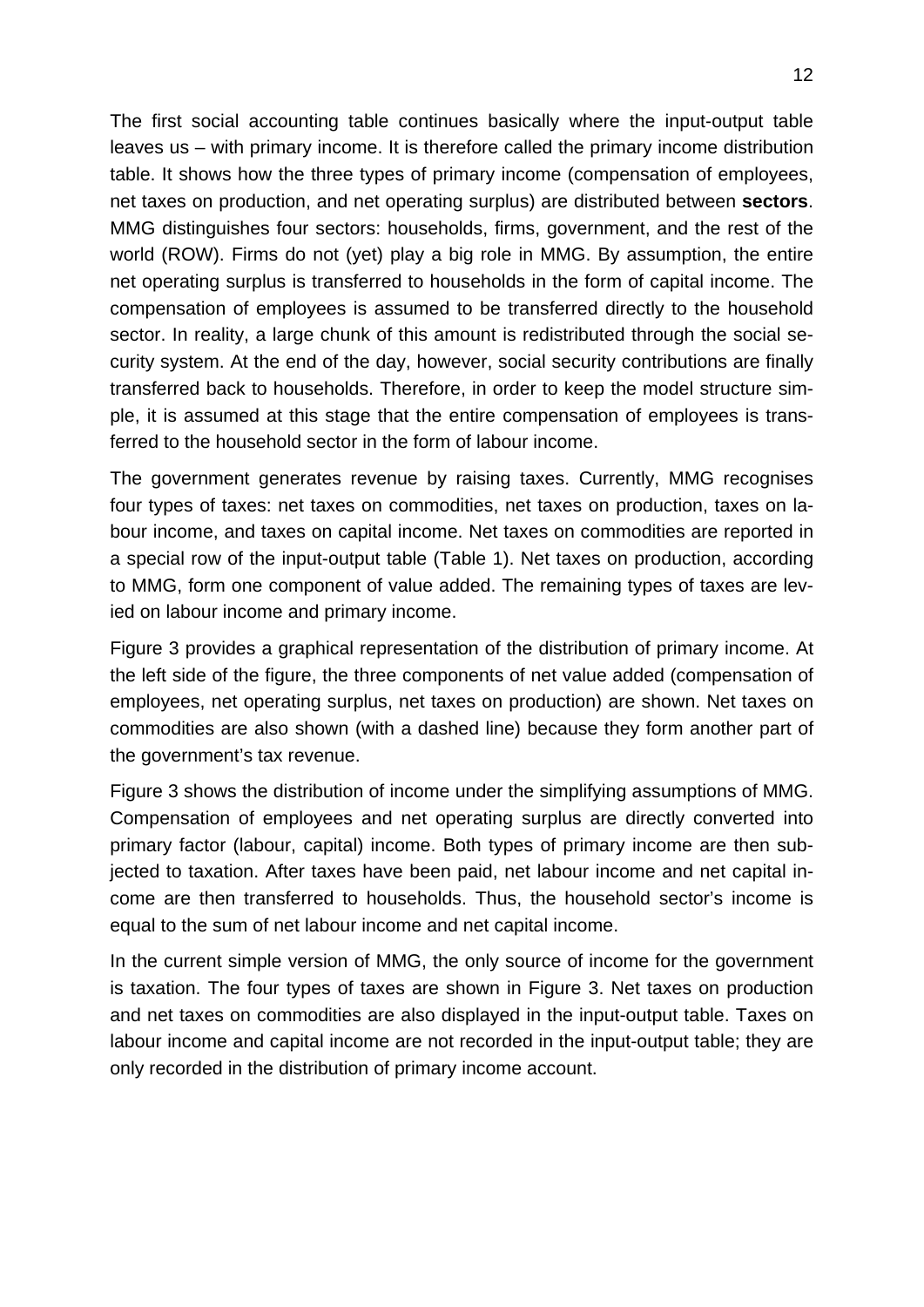The first social accounting table continues basically where the input-output table leaves us – with primary income. It is therefore called the primary income distribution table. It shows how the three types of primary income (compensation of employees, net taxes on production, and net operating surplus) are distributed between **sectors**. MMG distinguishes four sectors: households, firms, government, and the rest of the world (ROW). Firms do not (yet) play a big role in MMG. By assumption, the entire net operating surplus is transferred to households in the form of capital income. The compensation of employees is assumed to be transferred directly to the household sector. In reality, a large chunk of this amount is redistributed through the social security system. At the end of the day, however, social security contributions are finally transferred back to households. Therefore, in order to keep the model structure simple, it is assumed at this stage that the entire compensation of employees is transferred to the household sector in the form of labour income.

The government generates revenue by raising taxes. Currently, MMG recognises four types of taxes: net taxes on commodities, net taxes on production, taxes on labour income, and taxes on capital income. Net taxes on commodities are reported in a special row of the input-output table (Table 1). Net taxes on production, according to MMG, form one component of value added. The remaining types of taxes are levied on labour income and primary income.

Figure 3 provides a graphical representation of the distribution of primary income. At the left side of the figure, the three components of net value added (compensation of employees, net operating surplus, net taxes on production) are shown. Net taxes on commodities are also shown (with a dashed line) because they form another part of the government's tax revenue.

Figure 3 shows the distribution of income under the simplifying assumptions of MMG. Compensation of employees and net operating surplus are directly converted into primary factor (labour, capital) income. Both types of primary income are then subjected to taxation. After taxes have been paid, net labour income and net capital income are then transferred to households. Thus, the household sector's income is equal to the sum of net labour income and net capital income.

In the current simple version of MMG, the only source of income for the government is taxation. The four types of taxes are shown in Figure 3. Net taxes on production and net taxes on commodities are also displayed in the input-output table. Taxes on labour income and capital income are not recorded in the input-output table; they are only recorded in the distribution of primary income account.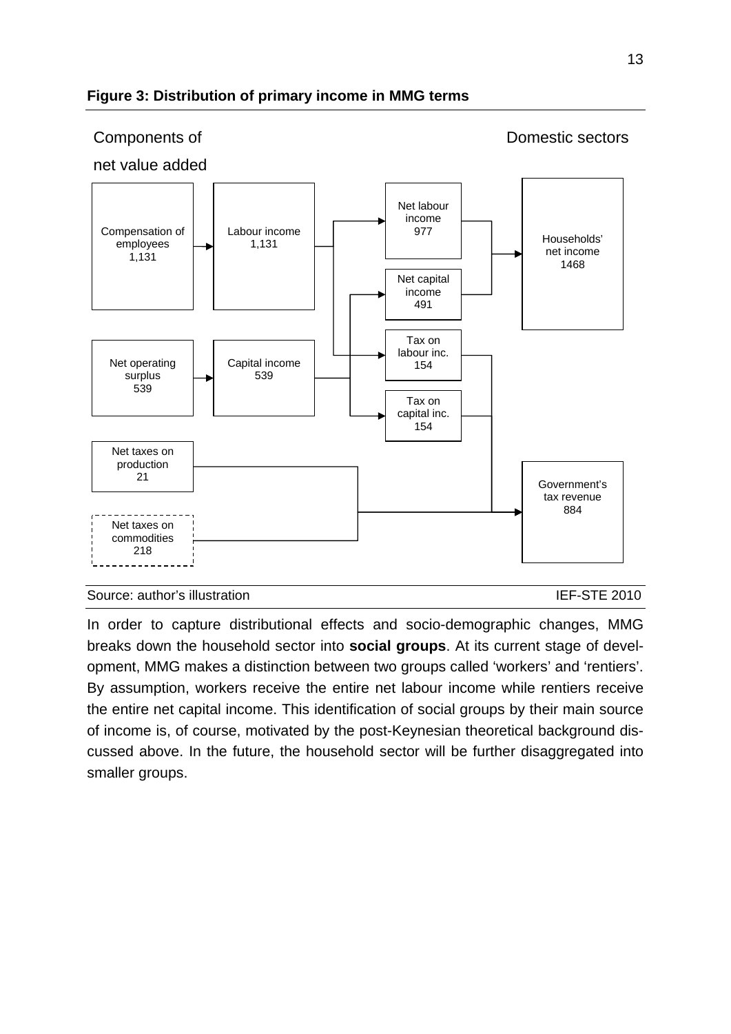**Figure 3: Distribution of primary income in MMG terms**

Components of net value added — Domestic sectors

- Compensation of employees 1,131 → Labour income 1,131
- Net operating surplus 539 → Capital income 539
- Labour income 1,131 → Net labour income 977; Tax on labour inc. 154
- Capital income 539 → Net capital income 491; Tax on capital inc. 154
- Net labour income 977 + Net capital income 491 → Households' net income 1468
- Tax on labour inc. 154 + Tax on capital inc. 154 + Net taxes on production 21 + Net taxes on commodities 218 → Government's tax revenue 884

Source: author's illustration — IEF-STE 2010

In order to capture distributional effects and socio-demographic changes, MMG breaks down the household sector into **social groups**. At its current stage of development, MMG makes a distinction between two groups called 'workers' and 'rentiers'. By assumption, workers receive the entire net labour income while rentiers receive the entire net capital income. This identification of social groups by their main source of income is, of course, motivated by the post-Keynesian theoretical background discussed above. In the future, the household sector will be further disaggregated into smaller groups.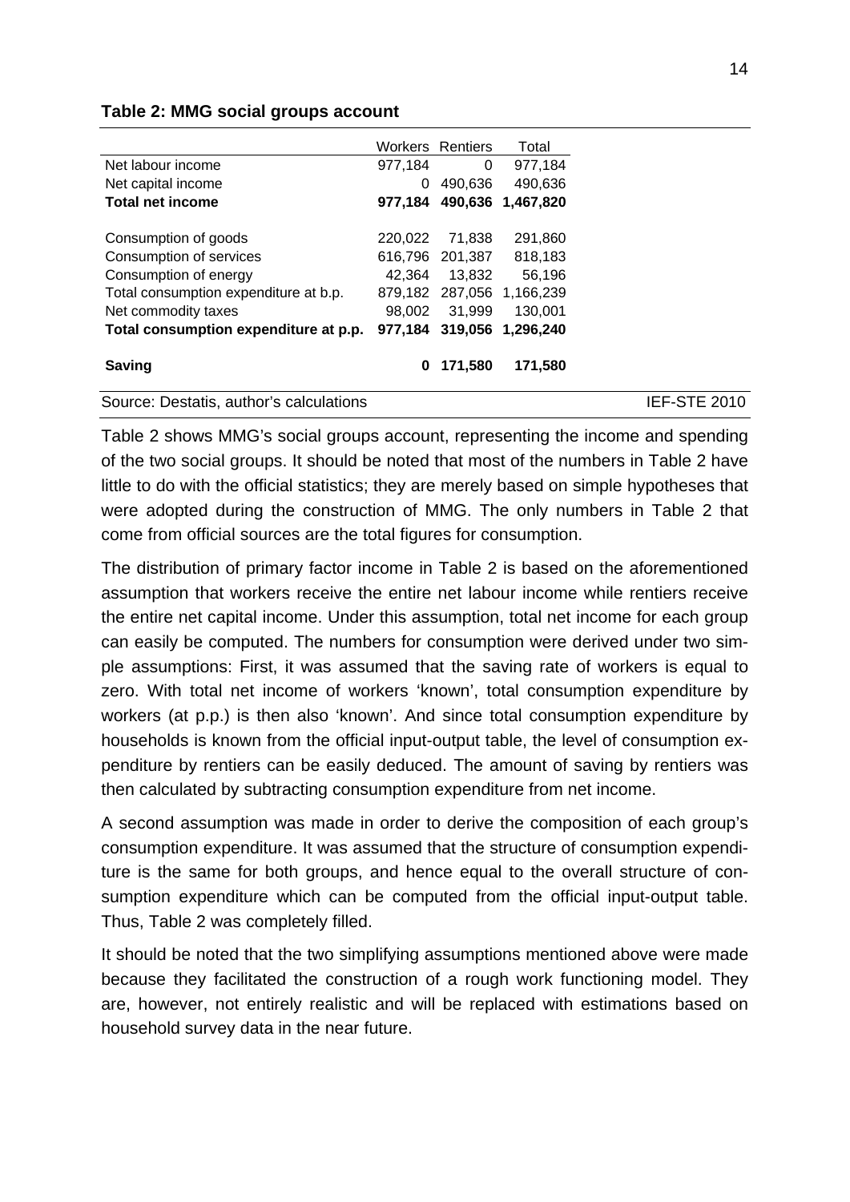**Table 2: MMG social groups account**

| | Workers | Rentiers | Total |
|---|---|---|---|
| Net labour income | 977,184 | 0 | 977,184 |
| Net capital income | 0 | 490,636 | 490,636 |
| **Total net income** | **977,184** | **490,636** | **1,467,820** |
| | | | |
| Consumption of goods | 220,022 | 71,838 | 291,860 |
| Consumption of services | 616,796 | 201,387 | 818,183 |
| Consumption of energy | 42,364 | 13,832 | 56,196 |
| Total consumption expenditure at b.p. | 879,182 | 287,056 | 1,166,239 |
| Net commodity taxes | 98,002 | 31,999 | 130,001 |
| **Total consumption expenditure at p.p.** | **977,184** | **319,056** | **1,296,240** |
| | | | |
| **Saving** | **0** | **171,580** | **171,580** |

Source: Destatis, author's calculations IEF-STE 2010

Table 2 shows MMG's social groups account, representing the income and spending of the two social groups. It should be noted that most of the numbers in Table 2 have little to do with the official statistics; they are merely based on simple hypotheses that were adopted during the construction of MMG. The only numbers in Table 2 that come from official sources are the total figures for consumption.

The distribution of primary factor income in Table 2 is based on the aforementioned assumption that workers receive the entire net labour income while rentiers receive the entire net capital income. Under this assumption, total net income for each group can easily be computed. The numbers for consumption were derived under two simple assumptions: First, it was assumed that the saving rate of workers is equal to zero. With total net income of workers 'known', total consumption expenditure by workers (at p.p.) is then also 'known'. And since total consumption expenditure by households is known from the official input-output table, the level of consumption expenditure by rentiers can be easily deduced. The amount of saving by rentiers was then calculated by subtracting consumption expenditure from net income.

A second assumption was made in order to derive the composition of each group's consumption expenditure. It was assumed that the structure of consumption expenditure is the same for both groups, and hence equal to the overall structure of consumption expenditure which can be computed from the official input-output table. Thus, Table 2 was completely filled.

It should be noted that the two simplifying assumptions mentioned above were made because they facilitated the construction of a rough work functioning model. They are, however, not entirely realistic and will be replaced with estimations based on household survey data in the near future.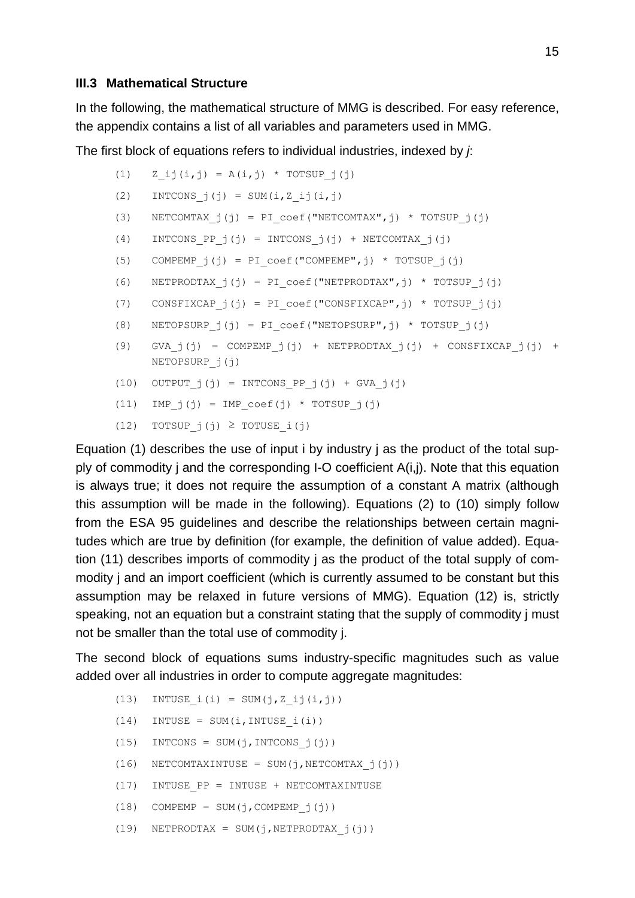### III.3 Mathematical Structure

In the following, the mathematical structure of MMG is described. For easy reference, the appendix contains a list of all variables and parameters used in MMG.

The first block of equations refers to individual industries, indexed by *j*:

```
(1)   Z_ij(i,j) = A(i,j) * TOTSUP_j(j)
(2)   INTCONS_j(j) = SUM(i,Z_ij(i,j)
(3)   NETCOMTAX_j(j) = PI_coef("NETCOMTAX",j) * TOTSUP_j(j)
(4)   INTCONS_PP_j(j) = INTCONS_j(j) + NETCOMTAX_j(j)
(5)   COMPEMP_j(j) = PI_coef("COMPEMP",j) * TOTSUP_j(j)
(6)   NETPRODTAX_j(j) = PI_coef("NETPRODTAX",j) * TOTSUP_j(j)
(7)   CONSFIXCAP_j(j) = PI_coef("CONSFIXCAP",j) * TOTSUP_j(j)
(8)   NETOPSURP_j(j) = PI_coef("NETOPSURP",j) * TOTSUP_j(j)
(9)   GVA_j(j) = COMPEMP_j(j) + NETPRODTAX_j(j) + CONSFIXCAP_j(j) +
      NETOPSURP_j(j)
(10)  OUTPUT_j(j) = INTCONS_PP_j(j) + GVA_j(j)
(11)  IMP_j(j) = IMP_coef(j) * TOTSUP_j(j)
(12)  TOTSUP_j(j) ≥ TOTUSE_i(j)
```

Equation (1) describes the use of input i by industry j as the product of the total supply of commodity j and the corresponding I-O coefficient A(i,j). Note that this equation is always true; it does not require the assumption of a constant A matrix (although this assumption will be made in the following). Equations (2) to (10) simply follow from the ESA 95 guidelines and describe the relationships between certain magnitudes which are true by definition (for example, the definition of value added). Equation (11) describes imports of commodity j as the product of the total supply of commodity j and an import coefficient (which is currently assumed to be constant but this assumption may be relaxed in future versions of MMG). Equation (12) is, strictly speaking, not an equation but a constraint stating that the supply of commodity j must not be smaller than the total use of commodity j.

The second block of equations sums industry-specific magnitudes such as value added over all industries in order to compute aggregate magnitudes:

```
(13)  INTUSE_i(i) = SUM(j,Z_ij(i,j))
(14)  INTUSE = SUM(i,INTUSE_i(i))
(15)  INTCONS = SUM(j,INTCONS_j(j))
(16)  NETCOMTAXINTUSE = SUM(j,NETCOMTAX_j(j))
(17)  INTUSE_PP = INTUSE + NETCOMTAXINTUSE
(18)  COMPEMP = SUM(j,COMPEMP_j(j))
(19)  NETPRODTAX = SUM(j,NETPRODTAX_j(j))
```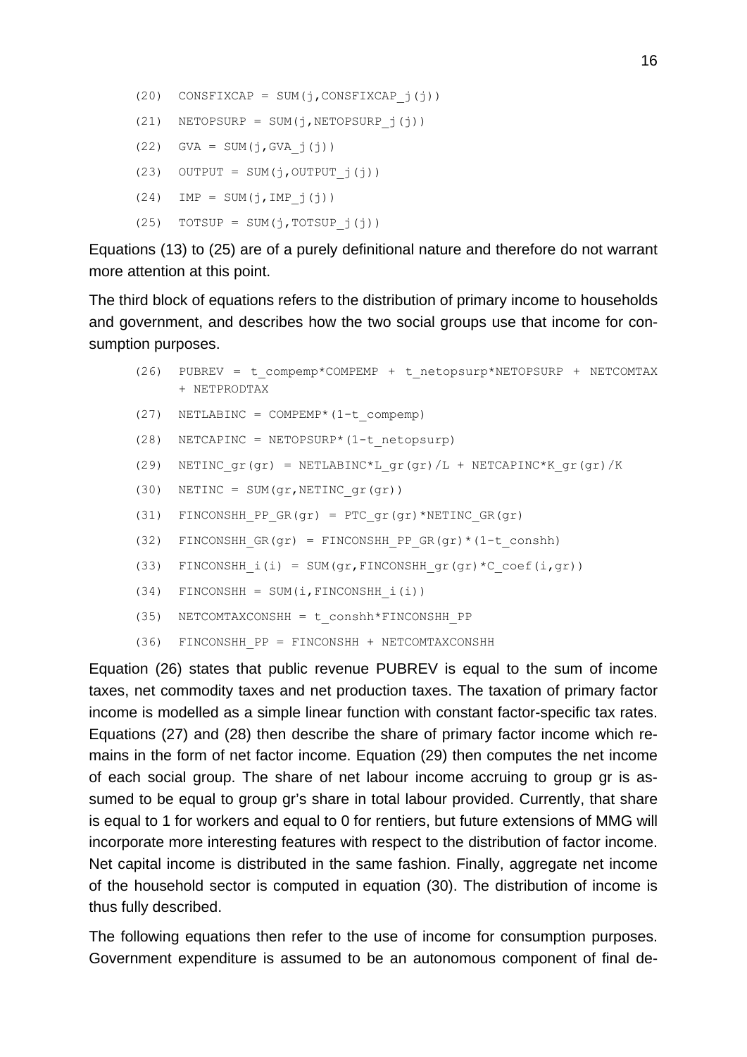```
(20)  CONSFIXCAP = SUM(j,CONSFIXCAP_j(j))
(21)  NETOPSURP = SUM(j,NETOPSURP_j(j))
(22)  GVA = SUM(j,GVA_j(j))
(23)  OUTPUT = SUM(j,OUTPUT_j(j))
(24)  IMP = SUM(j,IMP_j(j))
(25)  TOTSUP = SUM(j,TOTSUP_j(j))
```

Equations (13) to (25) are of a purely definitional nature and therefore do not warrant more attention at this point.

The third block of equations refers to the distribution of primary income to households and government, and describes how the two social groups use that income for consumption purposes.

```
(26)  PUBREV = t_compemp*COMPEMP + t_netopsurp*NETOPSURP + NETCOMTAX
      + NETPRODTAX
(27)  NETLABINC = COMPEMP*(1-t_compemp)
(28)  NETCAPINC = NETOPSURP*(1-t_netopsurp)
(29)  NETINC_gr(gr) = NETLABINC*L_gr(gr)/L + NETCAPINC*K_gr(gr)/K
(30)  NETINC = SUM(gr,NETINC_gr(gr))
(31)  FINCONSHH_PP_GR(gr) = PTC_gr(gr)*NETINC_GR(gr)
(32)  FINCONSHH_GR(gr) = FINCONSHH_PP_GR(gr)*(1-t_conshh)
(33)  FINCONSHH_i(i) = SUM(gr,FINCONSHH_gr(gr)*C_coef(i,gr))
(34)  FINCONSHH = SUM(i,FINCONSHH_i(i))
(35)  NETCOMTAXCONSHH = t_conshh*FINCONSHH_PP
(36)  FINCONSHH_PP = FINCONSHH + NETCOMTAXCONSHH
```

Equation (26) states that public revenue PUBREV is equal to the sum of income taxes, net commodity taxes and net production taxes. The taxation of primary factor income is modelled as a simple linear function with constant factor-specific tax rates. Equations (27) and (28) then describe the share of primary factor income which remains in the form of net factor income. Equation (29) then computes the net income of each social group. The share of net labour income accruing to group gr is assumed to be equal to group gr's share in total labour provided. Currently, that share is equal to 1 for workers and equal to 0 for rentiers, but future extensions of MMG will incorporate more interesting features with respect to the distribution of factor income. Net capital income is distributed in the same fashion. Finally, aggregate net income of the household sector is computed in equation (30). The distribution of income is thus fully described.

The following equations then refer to the use of income for consumption purposes. Government expenditure is assumed to be an autonomous component of final de-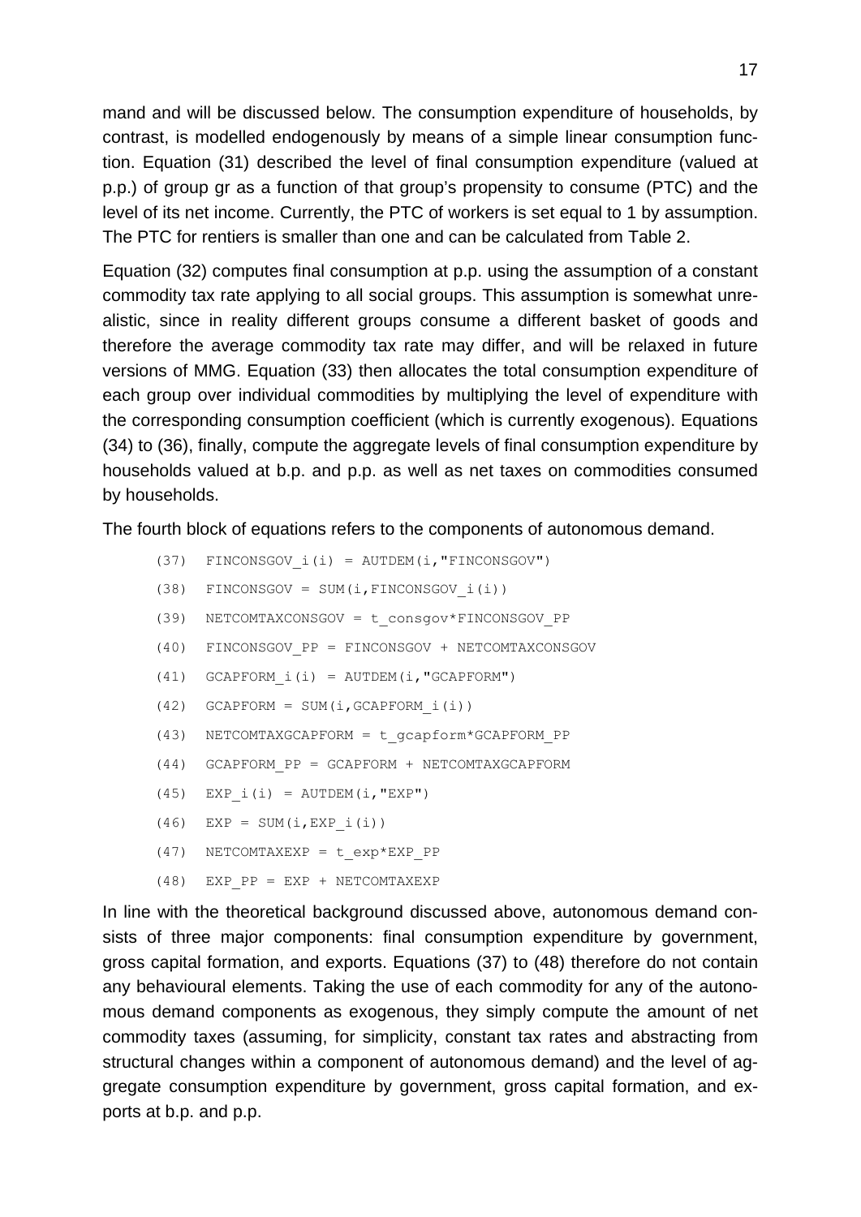mand and will be discussed below. The consumption expenditure of households, by contrast, is modelled endogenously by means of a simple linear consumption function. Equation (31) described the level of final consumption expenditure (valued at p.p.) of group gr as a function of that group's propensity to consume (PTC) and the level of its net income. Currently, the PTC of workers is set equal to 1 by assumption. The PTC for rentiers is smaller than one and can be calculated from Table 2.

Equation (32) computes final consumption at p.p. using the assumption of a constant commodity tax rate applying to all social groups. This assumption is somewhat unrealistic, since in reality different groups consume a different basket of goods and therefore the average commodity tax rate may differ, and will be relaxed in future versions of MMG. Equation (33) then allocates the total consumption expenditure of each group over individual commodities by multiplying the level of expenditure with the corresponding consumption coefficient (which is currently exogenous). Equations (34) to (36), finally, compute the aggregate levels of final consumption expenditure by households valued at b.p. and p.p. as well as net taxes on commodities consumed by households.

The fourth block of equations refers to the components of autonomous demand.

```
(37)  FINCONSGOV_i(i) = AUTDEM(i,"FINCONSGOV")
(38)  FINCONSGOV = SUM(i,FINCONSGOV_i(i))
(39)  NETCOMTAXCONSGOV = t_consgov*FINCONSGOV_PP
(40)  FINCONSGOV_PP = FINCONSGOV + NETCOMTAXCONSGOV
(41)  GCAPFORM_i(i) = AUTDEM(i,"GCAPFORM")
(42)  GCAPFORM = SUM(i,GCAPFORM_i(i))
(43)  NETCOMTAXGCAPFORM = t_gcapform*GCAPFORM_PP
(44)  GCAPFORM_PP = GCAPFORM + NETCOMTAXGCAPFORM
(45)  EXP_i(i) = AUTDEM(i,"EXP")
(46)  EXP = SUM(i,EXP_i(i))
(47)  NETCOMTAXEXP = t_exp*EXP_PP
(48)  EXP_PP = EXP + NETCOMTAXEXP
```

In line with the theoretical background discussed above, autonomous demand consists of three major components: final consumption expenditure by government, gross capital formation, and exports. Equations (37) to (48) therefore do not contain any behavioural elements. Taking the use of each commodity for any of the autonomous demand components as exogenous, they simply compute the amount of net commodity taxes (assuming, for simplicity, constant tax rates and abstracting from structural changes within a component of autonomous demand) and the level of aggregate consumption expenditure by government, gross capital formation, and exports at b.p. and p.p.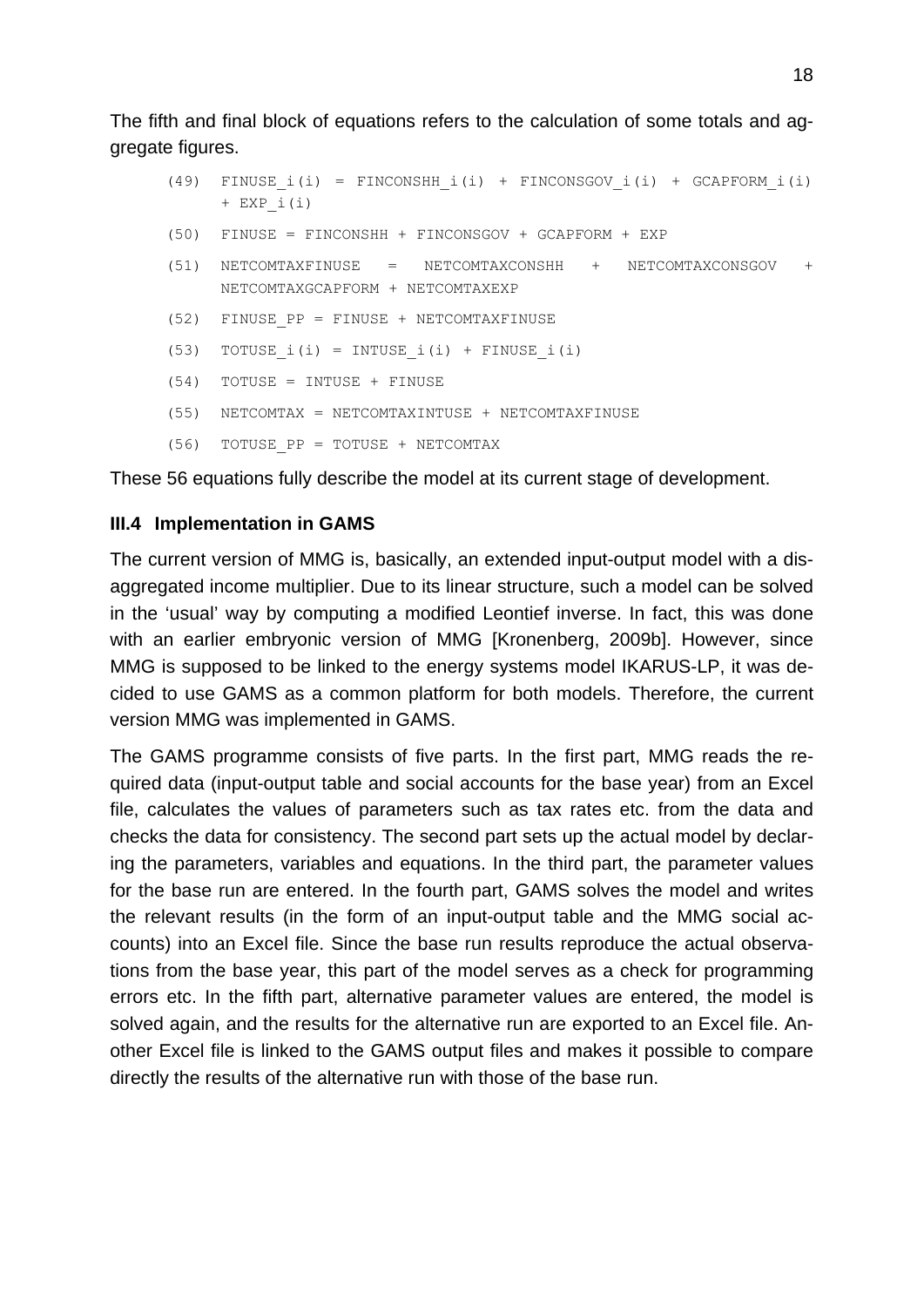The fifth and final block of equations refers to the calculation of some totals and aggregate figures.

```
(49)  FINUSE_i(i) = FINCONSHH_i(i) + FINCONSGOV_i(i) + GCAPFORM_i(i)
      + EXP_i(i)

(50)  FINUSE = FINCONSHH + FINCONSGOV + GCAPFORM + EXP

(51)  NETCOMTAXFINUSE  =  NETCOMTAXCONSHH  +  NETCOMTAXCONSGOV  +
      NETCOMTAXGCAPFORM + NETCOMTAXEXP

(52)  FINUSE_PP = FINUSE + NETCOMTAXFINUSE

(53)  TOTUSE_i(i) = INTUSE_i(i) + FINUSE_i(i)

(54)  TOTUSE = INTUSE + FINUSE

(55)  NETCOMTAX = NETCOMTAXINTUSE + NETCOMTAXFINUSE

(56)  TOTUSE_PP = TOTUSE + NETCOMTAX
```

These 56 equations fully describe the model at its current stage of development.

### III.4 Implementation in GAMS

The current version of MMG is, basically, an extended input-output model with a disaggregated income multiplier. Due to its linear structure, such a model can be solved in the 'usual' way by computing a modified Leontief inverse. In fact, this was done with an earlier embryonic version of MMG [Kronenberg, 2009b]. However, since MMG is supposed to be linked to the energy systems model IKARUS-LP, it was decided to use GAMS as a common platform for both models. Therefore, the current version MMG was implemented in GAMS.

The GAMS programme consists of five parts. In the first part, MMG reads the required data (input-output table and social accounts for the base year) from an Excel file, calculates the values of parameters such as tax rates etc. from the data and checks the data for consistency. The second part sets up the actual model by declaring the parameters, variables and equations. In the third part, the parameter values for the base run are entered. In the fourth part, GAMS solves the model and writes the relevant results (in the form of an input-output table and the MMG social accounts) into an Excel file. Since the base run results reproduce the actual observations from the base year, this part of the model serves as a check for programming errors etc. In the fifth part, alternative parameter values are entered, the model is solved again, and the results for the alternative run are exported to an Excel file. Another Excel file is linked to the GAMS output files and makes it possible to compare directly the results of the alternative run with those of the base run.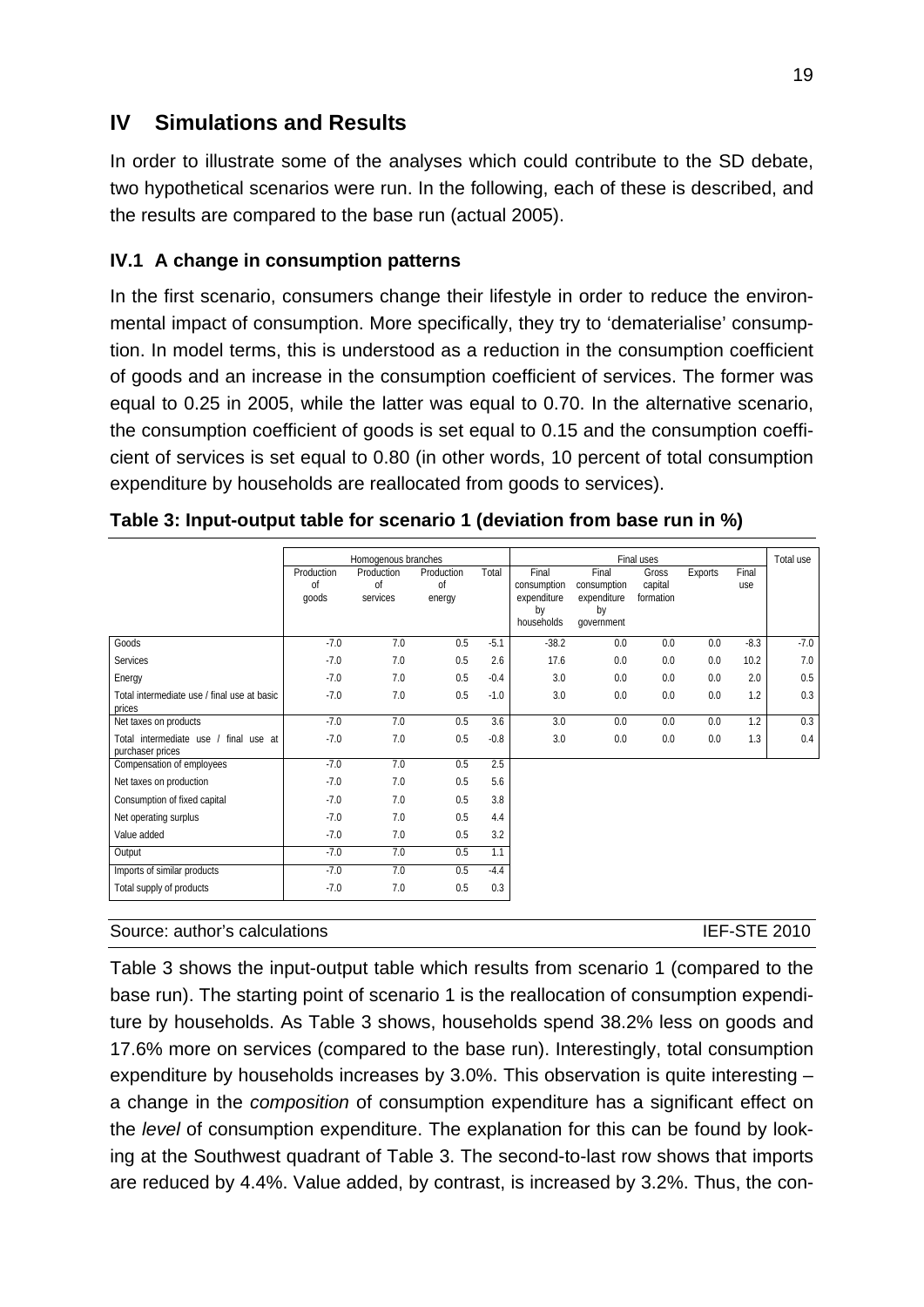# IV Simulations and Results

In order to illustrate some of the analyses which could contribute to the SD debate, two hypothetical scenarios were run. In the following, each of these is described, and the results are compared to the base run (actual 2005).

## IV.1 A change in consumption patterns

In the first scenario, consumers change their lifestyle in order to reduce the environmental impact of consumption. More specifically, they try to 'dematerialise' consumption. In model terms, this is understood as a reduction in the consumption coefficient of goods and an increase in the consumption coefficient of services. The former was equal to 0.25 in 2005, while the latter was equal to 0.70. In the alternative scenario, the consumption coefficient of goods is set equal to 0.15 and the consumption coefficient of services is set equal to 0.80 (in other words, 10 percent of total consumption expenditure by households are reallocated from goods to services).

**Table 3: Input-output table for scenario 1 (deviation from base run in %)**

| | Homogenous branches | | | | Final uses | | | | | Total use |
|---|---|---|---|---|---|---|---|---|---|---|
| | Production of goods | Production of services | Production of energy | Total | Final consumption expenditure by households | Final consumption expenditure by government | Gross capital formation | Exports | Final use | |
| Goods | -7.0 | 7.0 | 0.5 | -5.1 | -38.2 | 0.0 | 0.0 | 0.0 | -8.3 | -7.0 |
| Services | -7.0 | 7.0 | 0.5 | 2.6 | 17.6 | 0.0 | 0.0 | 0.0 | 10.2 | 7.0 |
| Energy | -7.0 | 7.0 | 0.5 | -0.4 | 3.0 | 0.0 | 0.0 | 0.0 | 2.0 | 0.5 |
| Total intermediate use / final use at basic prices | -7.0 | 7.0 | 0.5 | -1.0 | 3.0 | 0.0 | 0.0 | 0.0 | 1.2 | 0.3 |
| Net taxes on products | -7.0 | 7.0 | 0.5 | 3.6 | 3.0 | 0.0 | 0.0 | 0.0 | 1.2 | 0.3 |
| Total intermediate use / final use at purchaser prices | -7.0 | 7.0 | 0.5 | -0.8 | 3.0 | 0.0 | 0.0 | 0.0 | 1.3 | 0.4 |
| Compensation of employees | -7.0 | 7.0 | 0.5 | 2.5 | | | | | | |
| Net taxes on production | -7.0 | 7.0 | 0.5 | 5.6 | | | | | | |
| Consumption of fixed capital | -7.0 | 7.0 | 0.5 | 3.8 | | | | | | |
| Net operating surplus | -7.0 | 7.0 | 0.5 | 4.4 | | | | | | |
| Value added | -7.0 | 7.0 | 0.5 | 3.2 | | | | | | |
| Output | -7.0 | 7.0 | 0.5 | 1.1 | | | | | | |
| Imports of similar products | -7.0 | 7.0 | 0.5 | -4.4 | | | | | | |
| Total supply of products | -7.0 | 7.0 | 0.5 | 0.3 | | | | | | |

Source: author's calculations IEF-STE 2010

Table 3 shows the input-output table which results from scenario 1 (compared to the base run). The starting point of scenario 1 is the reallocation of consumption expenditure by households. As Table 3 shows, households spend 38.2% less on goods and 17.6% more on services (compared to the base run). Interestingly, total consumption expenditure by households increases by 3.0%. This observation is quite interesting – a change in the *composition* of consumption expenditure has a significant effect on the *level* of consumption expenditure. The explanation for this can be found by looking at the Southwest quadrant of Table 3. The second-to-last row shows that imports are reduced by 4.4%. Value added, by contrast, is increased by 3.2%. Thus, the con-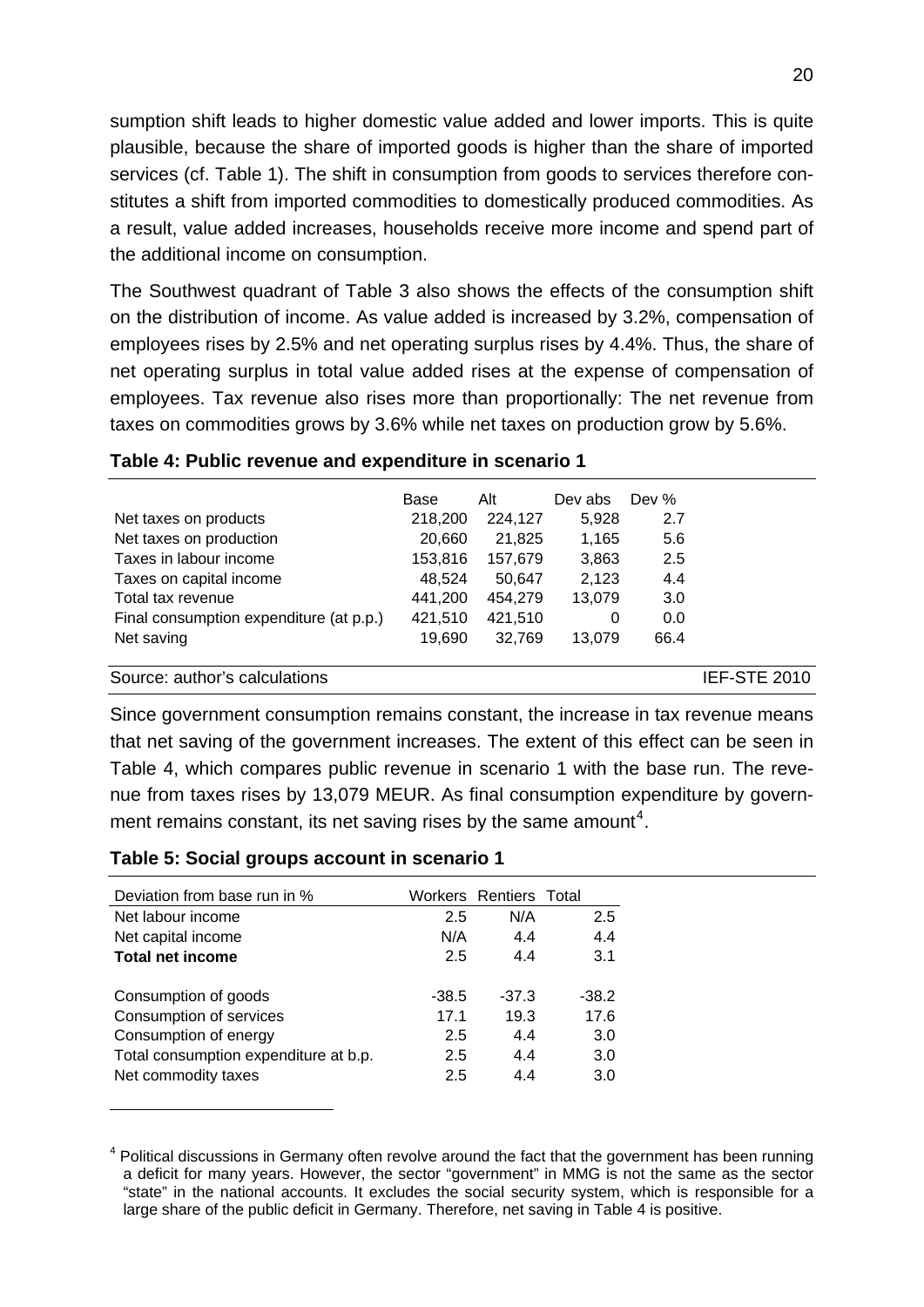sumption shift leads to higher domestic value added and lower imports. This is quite plausible, because the share of imported goods is higher than the share of imported services (cf. Table 1). The shift in consumption from goods to services therefore constitutes a shift from imported commodities to domestically produced commodities. As a result, value added increases, households receive more income and spend part of the additional income on consumption.

The Southwest quadrant of Table 3 also shows the effects of the consumption shift on the distribution of income. As value added is increased by 3.2%, compensation of employees rises by 2.5% and net operating surplus rises by 4.4%. Thus, the share of net operating surplus in total value added rises at the expense of compensation of employees. Tax revenue also rises more than proportionally: The net revenue from taxes on commodities grows by 3.6% while net taxes on production grow by 5.6%.

**Table 4: Public revenue and expenditure in scenario 1**

| | Base | Alt | Dev abs | Dev % |
|---|---|---|---|---|
| Net taxes on products | 218,200 | 224,127 | 5,928 | 2.7 |
| Net taxes on production | 20,660 | 21,825 | 1,165 | 5.6 |
| Taxes in labour income | 153,816 | 157,679 | 3,863 | 2.5 |
| Taxes on capital income | 48,524 | 50,647 | 2,123 | 4.4 |
| Total tax revenue | 441,200 | 454,279 | 13,079 | 3.0 |
| Final consumption expenditure (at p.p.) | 421,510 | 421,510 | 0 | 0.0 |
| Net saving | 19,690 | 32,769 | 13,079 | 66.4 |

Source: author's calculations IEF-STE 2010

Since government consumption remains constant, the increase in tax revenue means that net saving of the government increases. The extent of this effect can be seen in Table 4, which compares public revenue in scenario 1 with the base run. The revenue from taxes rises by 13,079 MEUR. As final consumption expenditure by government remains constant, its net saving rises by the same amount[4].

**Table 5: Social groups account in scenario 1**

| Deviation from base run in % | Workers | Rentiers | Total |
|---|---|---|---|
| Net labour income | 2.5 | N/A | 2.5 |
| Net capital income | N/A | 4.4 | 4.4 |
| **Total net income** | 2.5 | 4.4 | 3.1 |
| | | | |
| Consumption of goods | -38.5 | -37.3 | -38.2 |
| Consumption of services | 17.1 | 19.3 | 17.6 |
| Consumption of energy | 2.5 | 4.4 | 3.0 |
| Total consumption expenditure at b.p. | 2.5 | 4.4 | 3.0 |
| Net commodity taxes | 2.5 | 4.4 | 3.0 |

[4] Political discussions in Germany often revolve around the fact that the government has been running a deficit for many years. However, the sector "government" in MMG is not the same as the sector "state" in the national accounts. It excludes the social security system, which is responsible for a large share of the public deficit in Germany. Therefore, net saving in Table 4 is positive.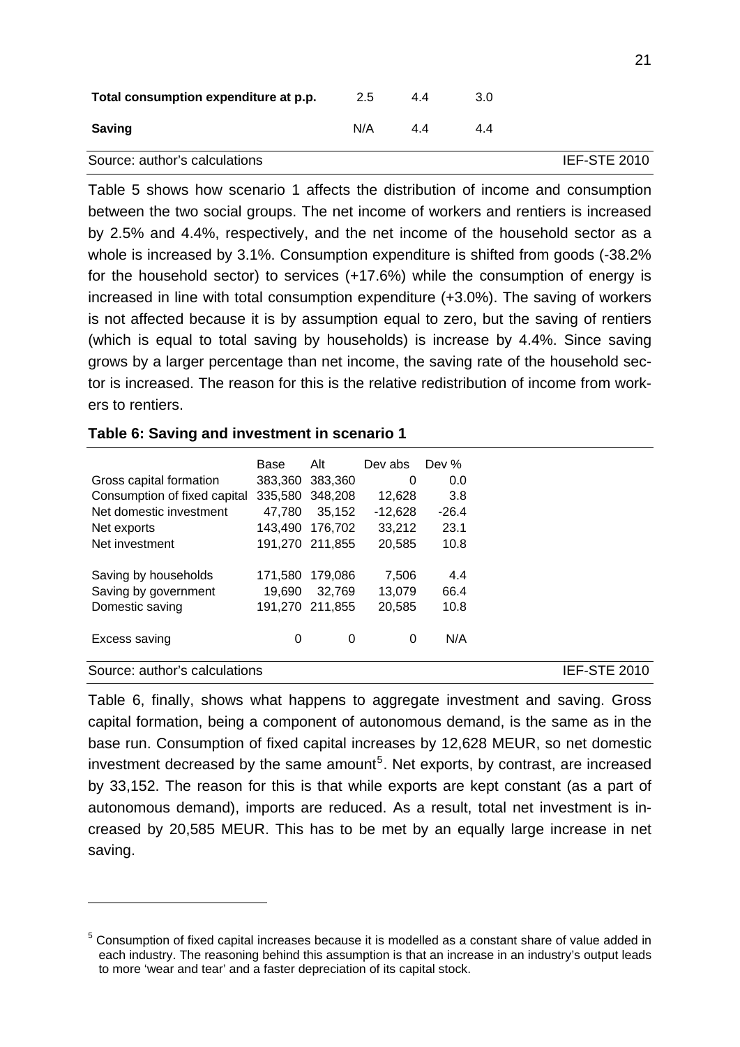| | | | |
|---|---|---|---|
| **Total consumption expenditure at p.p.** | 2.5 | 4.4 | 3.0 |
| **Saving** | N/A | 4.4 | 4.4 |

Source: author's calculations IEF-STE 2010

Table 5 shows how scenario 1 affects the distribution of income and consumption between the two social groups. The net income of workers and rentiers is increased by 2.5% and 4.4%, respectively, and the net income of the household sector as a whole is increased by 3.1%. Consumption expenditure is shifted from goods (-38.2% for the household sector) to services (+17.6%) while the consumption of energy is increased in line with total consumption expenditure (+3.0%). The saving of workers is not affected because it is by assumption equal to zero, but the saving of rentiers (which is equal to total saving by households) is increase by 4.4%. Since saving grows by a larger percentage than net income, the saving rate of the household sector is increased. The reason for this is the relative redistribution of income from workers to rentiers.

**Table 6: Saving and investment in scenario 1**

| | Base | Alt | Dev abs | Dev % |
|---|---|---|---|---|
| Gross capital formation | 383,360 | 383,360 | 0 | 0.0 |
| Consumption of fixed capital | 335,580 | 348,208 | 12,628 | 3.8 |
| Net domestic investment | 47,780 | 35,152 | -12,628 | -26.4 |
| Net exports | 143,490 | 176,702 | 33,212 | 23.1 |
| Net investment | 191,270 | 211,855 | 20,585 | 10.8 |
| | | | | |
| Saving by households | 171,580 | 179,086 | 7,506 | 4.4 |
| Saving by government | 19,690 | 32,769 | 13,079 | 66.4 |
| Domestic saving | 191,270 | 211,855 | 20,585 | 10.8 |
| | | | | |
| Excess saving | 0 | 0 | 0 | N/A |

Source: author's calculations IEF-STE 2010

Table 6, finally, shows what happens to aggregate investment and saving. Gross capital formation, being a component of autonomous demand, is the same as in the base run. Consumption of fixed capital increases by 12,628 MEUR, so net domestic investment decreased by the same amount[5]. Net exports, by contrast, are increased by 33,152. The reason for this is that while exports are kept constant (as a part of autonomous demand), imports are reduced. As a result, total net investment is increased by 20,585 MEUR. This has to be met by an equally large increase in net saving.

[5] Consumption of fixed capital increases because it is modelled as a constant share of value added in each industry. The reasoning behind this assumption is that an increase in an industry's output leads to more 'wear and tear' and a faster depreciation of its capital stock.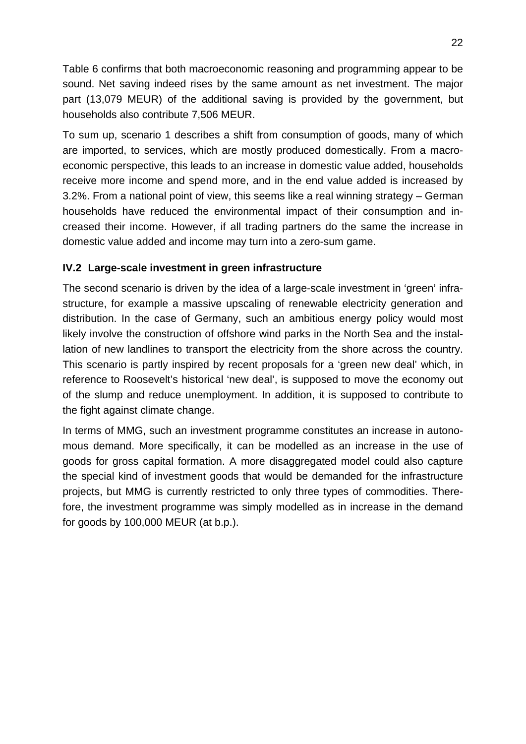Table 6 confirms that both macroeconomic reasoning and programming appear to be sound. Net saving indeed rises by the same amount as net investment. The major part (13,079 MEUR) of the additional saving is provided by the government, but households also contribute 7,506 MEUR.

To sum up, scenario 1 describes a shift from consumption of goods, many of which are imported, to services, which are mostly produced domestically. From a macroeconomic perspective, this leads to an increase in domestic value added, households receive more income and spend more, and in the end value added is increased by 3.2%. From a national point of view, this seems like a real winning strategy – German households have reduced the environmental impact of their consumption and increased their income. However, if all trading partners do the same the increase in domestic value added and income may turn into a zero-sum game.

### IV.2 Large-scale investment in green infrastructure

The second scenario is driven by the idea of a large-scale investment in 'green' infrastructure, for example a massive upscaling of renewable electricity generation and distribution. In the case of Germany, such an ambitious energy policy would most likely involve the construction of offshore wind parks in the North Sea and the installation of new landlines to transport the electricity from the shore across the country. This scenario is partly inspired by recent proposals for a 'green new deal' which, in reference to Roosevelt's historical 'new deal', is supposed to move the economy out of the slump and reduce unemployment. In addition, it is supposed to contribute to the fight against climate change.

In terms of MMG, such an investment programme constitutes an increase in autonomous demand. More specifically, it can be modelled as an increase in the use of goods for gross capital formation. A more disaggregated model could also capture the special kind of investment goods that would be demanded for the infrastructure projects, but MMG is currently restricted to only three types of commodities. Therefore, the investment programme was simply modelled as in increase in the demand for goods by 100,000 MEUR (at b.p.).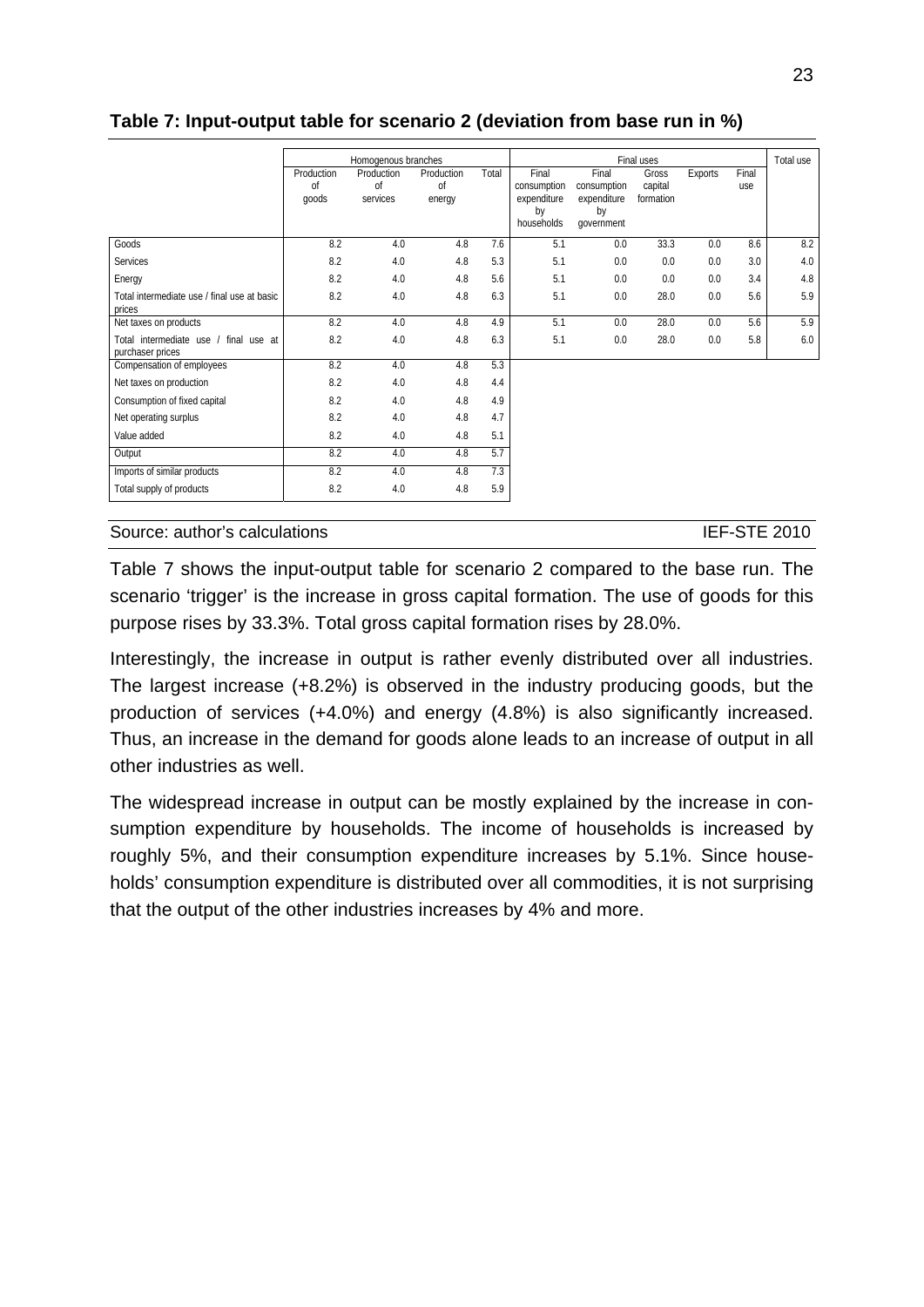**Table 7: Input-output table for scenario 2 (deviation from base run in %)**

| | Homogenous branches | | | | Final uses | | | | | Total use |
|---|---|---|---|---|---|---|---|---|---|---|
| | Production of goods | Production of services | Production of energy | Total | Final consumption expenditure by households | Final consumption expenditure by government | Gross capital formation | Exports | Final use | |
| Goods | 8.2 | 4.0 | 4.8 | 7.6 | 5.1 | 0.0 | 33.3 | 0.0 | 8.6 | 8.2 |
| Services | 8.2 | 4.0 | 4.8 | 5.3 | 5.1 | 0.0 | 0.0 | 0.0 | 3.0 | 4.0 |
| Energy | 8.2 | 4.0 | 4.8 | 5.6 | 5.1 | 0.0 | 0.0 | 0.0 | 3.4 | 4.8 |
| Total intermediate use / final use at basic prices | 8.2 | 4.0 | 4.8 | 6.3 | 5.1 | 0.0 | 28.0 | 0.0 | 5.6 | 5.9 |
| Net taxes on products | 8.2 | 4.0 | 4.8 | 4.9 | 5.1 | 0.0 | 28.0 | 0.0 | 5.6 | 5.9 |
| Total intermediate use / final use at purchaser prices | 8.2 | 4.0 | 4.8 | 6.3 | 5.1 | 0.0 | 28.0 | 0.0 | 5.8 | 6.0 |
| Compensation of employees | 8.2 | 4.0 | 4.8 | 5.3 | | | | | | |
| Net taxes on production | 8.2 | 4.0 | 4.8 | 4.4 | | | | | | |
| Consumption of fixed capital | 8.2 | 4.0 | 4.8 | 4.9 | | | | | | |
| Net operating surplus | 8.2 | 4.0 | 4.8 | 4.7 | | | | | | |
| Value added | 8.2 | 4.0 | 4.8 | 5.1 | | | | | | |
| Output | 8.2 | 4.0 | 4.8 | 5.7 | | | | | | |
| Imports of similar products | 8.2 | 4.0 | 4.8 | 7.3 | | | | | | |
| Total supply of products | 8.2 | 4.0 | 4.8 | 5.9 | | | | | | |

Source: author's calculations IEF-STE 2010

Table 7 shows the input-output table for scenario 2 compared to the base run. The scenario 'trigger' is the increase in gross capital formation. The use of goods for this purpose rises by 33.3%. Total gross capital formation rises by 28.0%.

Interestingly, the increase in output is rather evenly distributed over all industries. The largest increase (+8.2%) is observed in the industry producing goods, but the production of services (+4.0%) and energy (4.8%) is also significantly increased. Thus, an increase in the demand for goods alone leads to an increase of output in all other industries as well.

The widespread increase in output can be mostly explained by the increase in consumption expenditure by households. The income of households is increased by roughly 5%, and their consumption expenditure increases by 5.1%. Since households' consumption expenditure is distributed over all commodities, it is not surprising that the output of the other industries increases by 4% and more.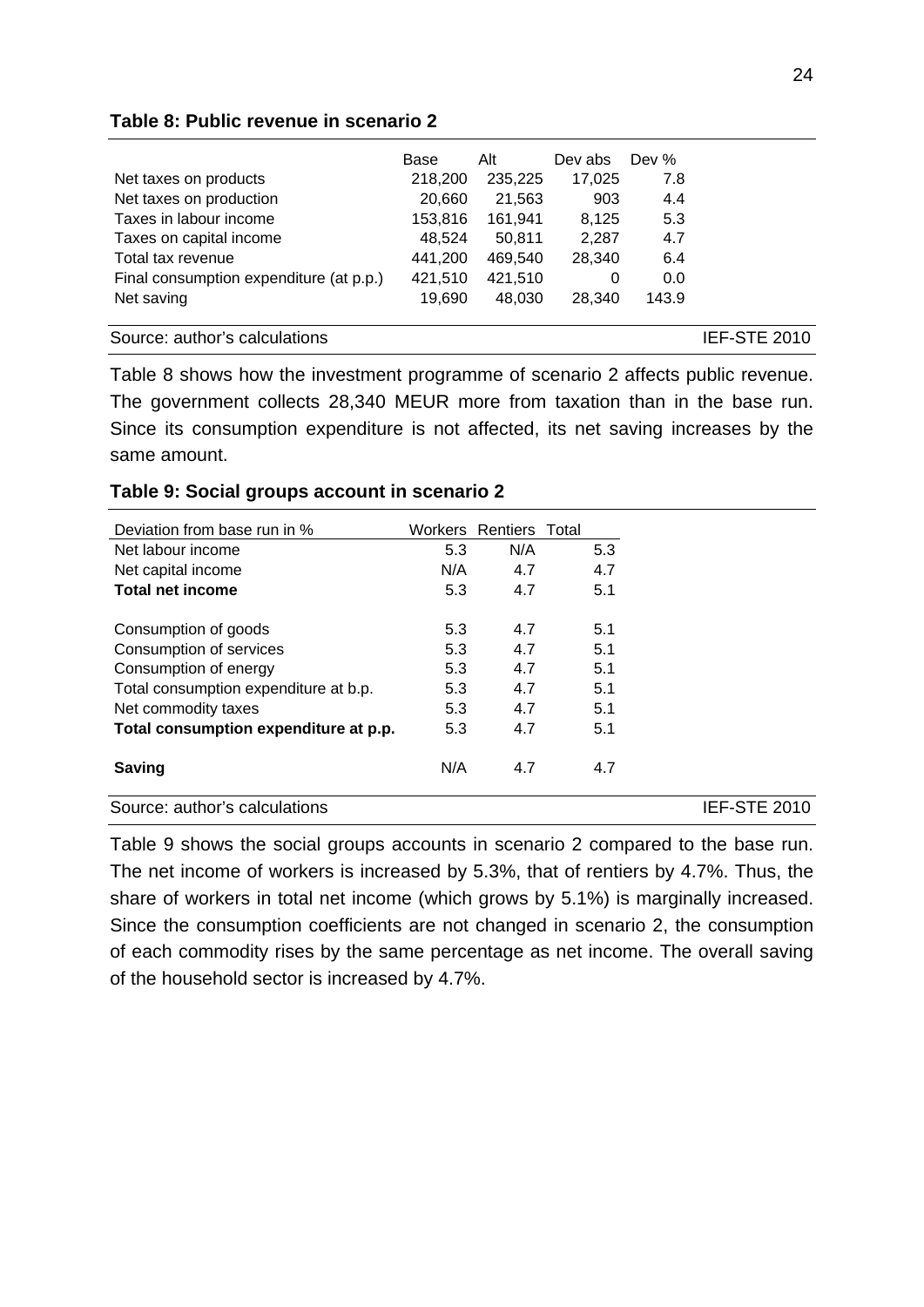**Table 8: Public revenue in scenario 2**

| | Base | Alt | Dev abs | Dev % |
|---|---|---|---|---|
| Net taxes on products | 218,200 | 235,225 | 17,025 | 7.8 |
| Net taxes on production | 20,660 | 21,563 | 903 | 4.4 |
| Taxes in labour income | 153,816 | 161,941 | 8,125 | 5.3 |
| Taxes on capital income | 48,524 | 50,811 | 2,287 | 4.7 |
| Total tax revenue | 441,200 | 469,540 | 28,340 | 6.4 |
| Final consumption expenditure (at p.p.) | 421,510 | 421,510 | 0 | 0.0 |
| Net saving | 19,690 | 48,030 | 28,340 | 143.9 |

Source: author's calculations IEF-STE 2010

Table 8 shows how the investment programme of scenario 2 affects public revenue. The government collects 28,340 MEUR more from taxation than in the base run. Since its consumption expenditure is not affected, its net saving increases by the same amount.

**Table 9: Social groups account in scenario 2**

| Deviation from base run in % | Workers | Rentiers | Total |
|---|---|---|---|
| Net labour income | 5.3 | N/A | 5.3 |
| Net capital income | N/A | 4.7 | 4.7 |
| **Total net income** | 5.3 | 4.7 | 5.1 |
| | | | |
| Consumption of goods | 5.3 | 4.7 | 5.1 |
| Consumption of services | 5.3 | 4.7 | 5.1 |
| Consumption of energy | 5.3 | 4.7 | 5.1 |
| Total consumption expenditure at b.p. | 5.3 | 4.7 | 5.1 |
| Net commodity taxes | 5.3 | 4.7 | 5.1 |
| **Total consumption expenditure at p.p.** | 5.3 | 4.7 | 5.1 |
| | | | |
| **Saving** | N/A | 4.7 | 4.7 |

Source: author's calculations IEF-STE 2010

Table 9 shows the social groups accounts in scenario 2 compared to the base run. The net income of workers is increased by 5.3%, that of rentiers by 4.7%. Thus, the share of workers in total net income (which grows by 5.1%) is marginally increased. Since the consumption coefficients are not changed in scenario 2, the consumption of each commodity rises by the same percentage as net income. The overall saving of the household sector is increased by 4.7%.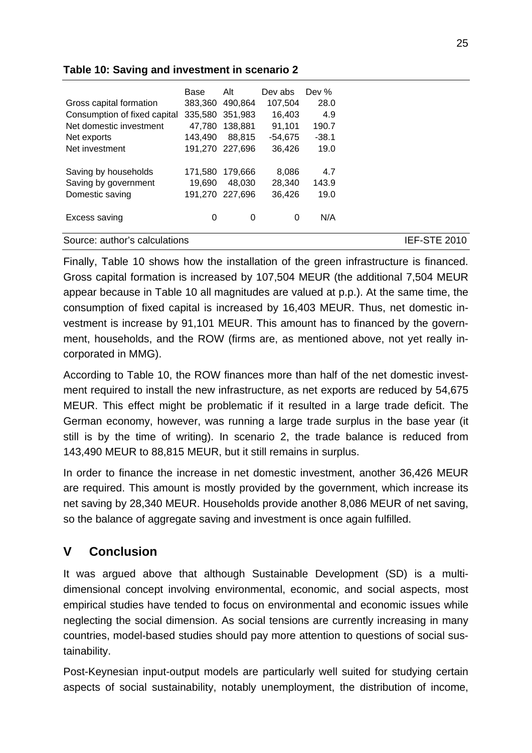**Table 10: Saving and investment in scenario 2**

| | Base | Alt | Dev abs | Dev % |
|---|---|---|---|---|
| Gross capital formation | 383,360 | 490,864 | 107,504 | 28.0 |
| Consumption of fixed capital | 335,580 | 351,983 | 16,403 | 4.9 |
| Net domestic investment | 47,780 | 138,881 | 91,101 | 190.7 |
| Net exports | 143,490 | 88,815 | -54,675 | -38.1 |
| Net investment | 191,270 | 227,696 | 36,426 | 19.0 |
| | | | | |
| Saving by households | 171,580 | 179,666 | 8,086 | 4.7 |
| Saving by government | 19,690 | 48,030 | 28,340 | 143.9 |
| Domestic saving | 191,270 | 227,696 | 36,426 | 19.0 |
| | | | | |
| Excess saving | 0 | 0 | 0 | N/A |

Source: author's calculations IEF-STE 2010

Finally, Table 10 shows how the installation of the green infrastructure is financed. Gross capital formation is increased by 107,504 MEUR (the additional 7,504 MEUR appear because in Table 10 all magnitudes are valued at p.p.). At the same time, the consumption of fixed capital is increased by 16,403 MEUR. Thus, net domestic investment is increase by 91,101 MEUR. This amount has to financed by the government, households, and the ROW (firms are, as mentioned above, not yet really incorporated in MMG).

According to Table 10, the ROW finances more than half of the net domestic investment required to install the new infrastructure, as net exports are reduced by 54,675 MEUR. This effect might be problematic if it resulted in a large trade deficit. The German economy, however, was running a large trade surplus in the base year (it still is by the time of writing). In scenario 2, the trade balance is reduced from 143,490 MEUR to 88,815 MEUR, but it still remains in surplus.

In order to finance the increase in net domestic investment, another 36,426 MEUR are required. This amount is mostly provided by the government, which increase its net saving by 28,340 MEUR. Households provide another 8,086 MEUR of net saving, so the balance of aggregate saving and investment is once again fulfilled.

## V Conclusion

It was argued above that although Sustainable Development (SD) is a multi-dimensional concept involving environmental, economic, and social aspects, most empirical studies have tended to focus on environmental and economic issues while neglecting the social dimension. As social tensions are currently increasing in many countries, model-based studies should pay more attention to questions of social sustainability.

Post-Keynesian input-output models are particularly well suited for studying certain aspects of social sustainability, notably unemployment, the distribution of income,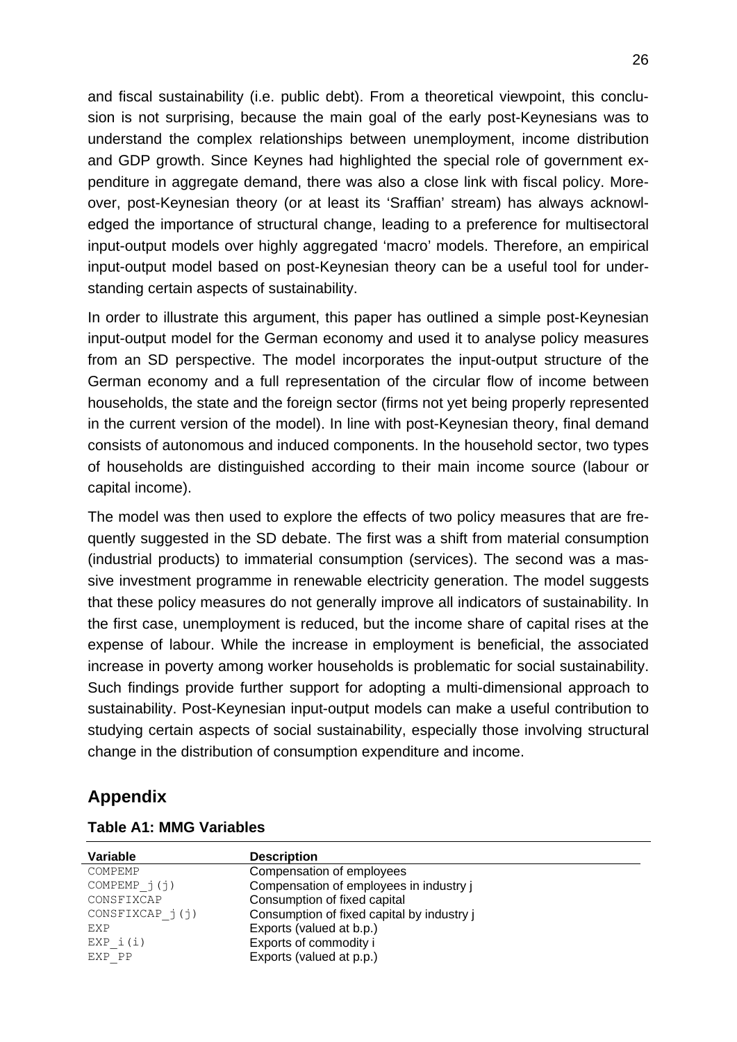and fiscal sustainability (i.e. public debt). From a theoretical viewpoint, this conclusion is not surprising, because the main goal of the early post-Keynesians was to understand the complex relationships between unemployment, income distribution and GDP growth. Since Keynes had highlighted the special role of government expenditure in aggregate demand, there was also a close link with fiscal policy. Moreover, post-Keynesian theory (or at least its 'Sraffian' stream) has always acknowledged the importance of structural change, leading to a preference for multisectoral input-output models over highly aggregated 'macro' models. Therefore, an empirical input-output model based on post-Keynesian theory can be a useful tool for understanding certain aspects of sustainability.

In order to illustrate this argument, this paper has outlined a simple post-Keynesian input-output model for the German economy and used it to analyse policy measures from an SD perspective. The model incorporates the input-output structure of the German economy and a full representation of the circular flow of income between households, the state and the foreign sector (firms not yet being properly represented in the current version of the model). In line with post-Keynesian theory, final demand consists of autonomous and induced components. In the household sector, two types of households are distinguished according to their main income source (labour or capital income).

The model was then used to explore the effects of two policy measures that are frequently suggested in the SD debate. The first was a shift from material consumption (industrial products) to immaterial consumption (services). The second was a massive investment programme in renewable electricity generation. The model suggests that these policy measures do not generally improve all indicators of sustainability. In the first case, unemployment is reduced, but the income share of capital rises at the expense of labour. While the increase in employment is beneficial, the associated increase in poverty among worker households is problematic for social sustainability. Such findings provide further support for adopting a multi-dimensional approach to sustainability. Post-Keynesian input-output models can make a useful contribution to studying certain aspects of social sustainability, especially those involving structural change in the distribution of consumption expenditure and income.

## Appendix

### Table A1: MMG Variables

| Variable | Description |
|---|---|
| COMPEMP | Compensation of employees |
| COMPEMP_j(j) | Compensation of employees in industry j |
| CONSFIXCAP | Consumption of fixed capital |
| CONSFIXCAP_j(j) | Consumption of fixed capital by industry j |
| EXP | Exports (valued at b.p.) |
| EXP_i(i) | Exports of commodity i |
| EXP_PP | Exports (valued at p.p.) |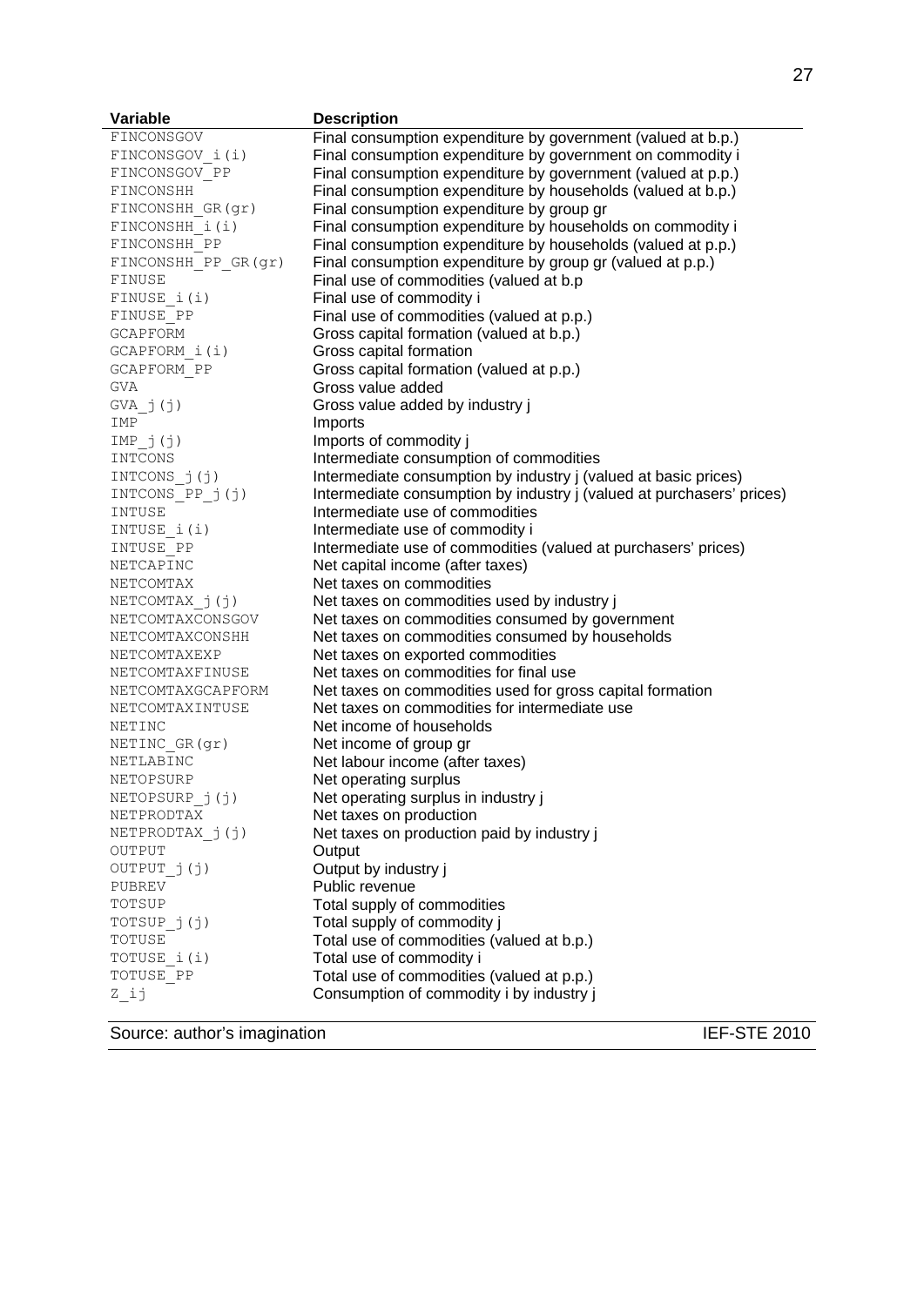| Variable | Description |
| --- | --- |
| FINCONSGOV | Final consumption expenditure by government (valued at b.p.) |
| FINCONSGOV_i(i) | Final consumption expenditure by government on commodity i |
| FINCONSGOV_PP | Final consumption expenditure by government (valued at p.p.) |
| FINCONSHH | Final consumption expenditure by households (valued at b.p.) |
| FINCONSHH_GR(gr) | Final consumption expenditure by group gr |
| FINCONSHH_i(i) | Final consumption expenditure by households on commodity i |
| FINCONSHH_PP | Final consumption expenditure by households (valued at p.p.) |
| FINCONSHH_PP_GR(gr) | Final consumption expenditure by group gr (valued at p.p.) |
| FINUSE | Final use of commodities (valued at b.p |
| FINUSE_i(i) | Final use of commodity i |
| FINUSE_PP | Final use of commodities (valued at p.p.) |
| GCAPFORM | Gross capital formation (valued at b.p.) |
| GCAPFORM_i(i) | Gross capital formation |
| GCAPFORM_PP | Gross capital formation (valued at p.p.) |
| GVA | Gross value added |
| GVA_j(j) | Gross value added by industry j |
| IMP | Imports |
| IMP_j(j) | Imports of commodity j |
| INTCONS | Intermediate consumption of commodities |
| INTCONS_j(j) | Intermediate consumption by industry j (valued at basic prices) |
| INTCONS_PP_j(j) | Intermediate consumption by industry j (valued at purchasers' prices) |
| INTUSE | Intermediate use of commodities |
| INTUSE_i(i) | Intermediate use of commodity i |
| INTUSE_PP | Intermediate use of commodities (valued at purchasers' prices) |
| NETCAPINC | Net capital income (after taxes) |
| NETCOMTAX | Net taxes on commodities |
| NETCOMTAX_j(j) | Net taxes on commodities used by industry j |
| NETCOMTAXCONSGOV | Net taxes on commodities consumed by government |
| NETCOMTAXCONSHH | Net taxes on commodities consumed by households |
| NETCOMTAXEXP | Net taxes on exported commodities |
| NETCOMTAXFINUSE | Net taxes on commodities for final use |
| NETCOMTAXGCAPFORM | Net taxes on commodities used for gross capital formation |
| NETCOMTAXINTUSE | Net taxes on commodities for intermediate use |
| NETINC | Net income of households |
| NETINC_GR(gr) | Net income of group gr |
| NETLABINC | Net labour income (after taxes) |
| NETOPSURP | Net operating surplus |
| NETOPSURP_j(j) | Net operating surplus in industry j |
| NETPRODTAX | Net taxes on production |
| NETPRODTAX_j(j) | Net taxes on production paid by industry j |
| OUTPUT | Output |
| OUTPUT_j(j) | Output by industry j |
| PUBREV | Public revenue |
| TOTSUP | Total supply of commodities |
| TOTSUP_j(j) | Total supply of commodity j |
| TOTUSE | Total use of commodities (valued at b.p.) |
| TOTUSE_i(i) | Total use of commodity i |
| TOTUSE_PP | Total use of commodities (valued at p.p.) |
| Z_ij | Consumption of commodity i by industry j |

Source: author's imagination IEF-STE 2010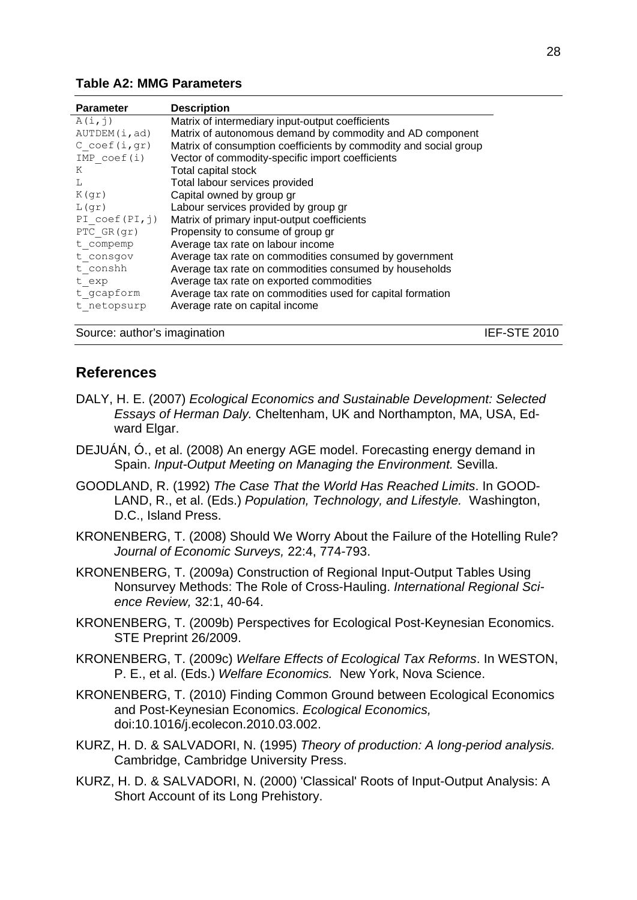**Table A2: MMG Parameters**

| Parameter | Description |
|---|---|
| A(i,j) | Matrix of intermediary input-output coefficients |
| AUTDEM(i,ad) | Matrix of autonomous demand by commodity and AD component |
| C_coef(i,gr) | Matrix of consumption coefficients by commodity and social group |
| IMP_coef(i) | Vector of commodity-specific import coefficients |
| K | Total capital stock |
| L | Total labour services provided |
| K(gr) | Capital owned by group gr |
| L(gr) | Labour services provided by group gr |
| PI_coef(PI,j) | Matrix of primary input-output coefficients |
| PTC_GR(gr) | Propensity to consume of group gr |
| t_compemp | Average tax rate on labour income |
| t_consgov | Average tax rate on commodities consumed by government |
| t_conshh | Average tax rate on commodities consumed by households |
| t_exp | Average tax rate on exported commodities |
| t_gcapform | Average tax rate on commodities used for capital formation |
| t_netopsurp | Average rate on capital income |

Source: author's imagination IEF-STE 2010

## References

DALY, H. E. (2007) *Ecological Economics and Sustainable Development: Selected Essays of Herman Daly.* Cheltenham, UK and Northampton, MA, USA, Edward Elgar.

DEJUÁN, Ó., et al. (2008) An energy AGE model. Forecasting energy demand in Spain. *Input-Output Meeting on Managing the Environment.* Sevilla.

GOODLAND, R. (1992) *The Case That the World Has Reached Limits*. In GOODLAND, R., et al. (Eds.) *Population, Technology, and Lifestyle.* Washington, D.C., Island Press.

KRONENBERG, T. (2008) Should We Worry About the Failure of the Hotelling Rule? *Journal of Economic Surveys,* 22:4, 774-793.

KRONENBERG, T. (2009a) Construction of Regional Input-Output Tables Using Nonsurvey Methods: The Role of Cross-Hauling. *International Regional Science Review,* 32:1, 40-64.

KRONENBERG, T. (2009b) Perspectives for Ecological Post-Keynesian Economics. STE Preprint 26/2009.

KRONENBERG, T. (2009c) *Welfare Effects of Ecological Tax Reforms*. In WESTON, P. E., et al. (Eds.) *Welfare Economics.* New York, Nova Science.

KRONENBERG, T. (2010) Finding Common Ground between Ecological Economics and Post-Keynesian Economics. *Ecological Economics,* doi:10.1016/j.ecolecon.2010.03.002.

KURZ, H. D. & SALVADORI, N. (1995) *Theory of production: A long-period analysis.* Cambridge, Cambridge University Press.

KURZ, H. D. & SALVADORI, N. (2000) 'Classical' Roots of Input-Output Analysis: A Short Account of its Long Prehistory.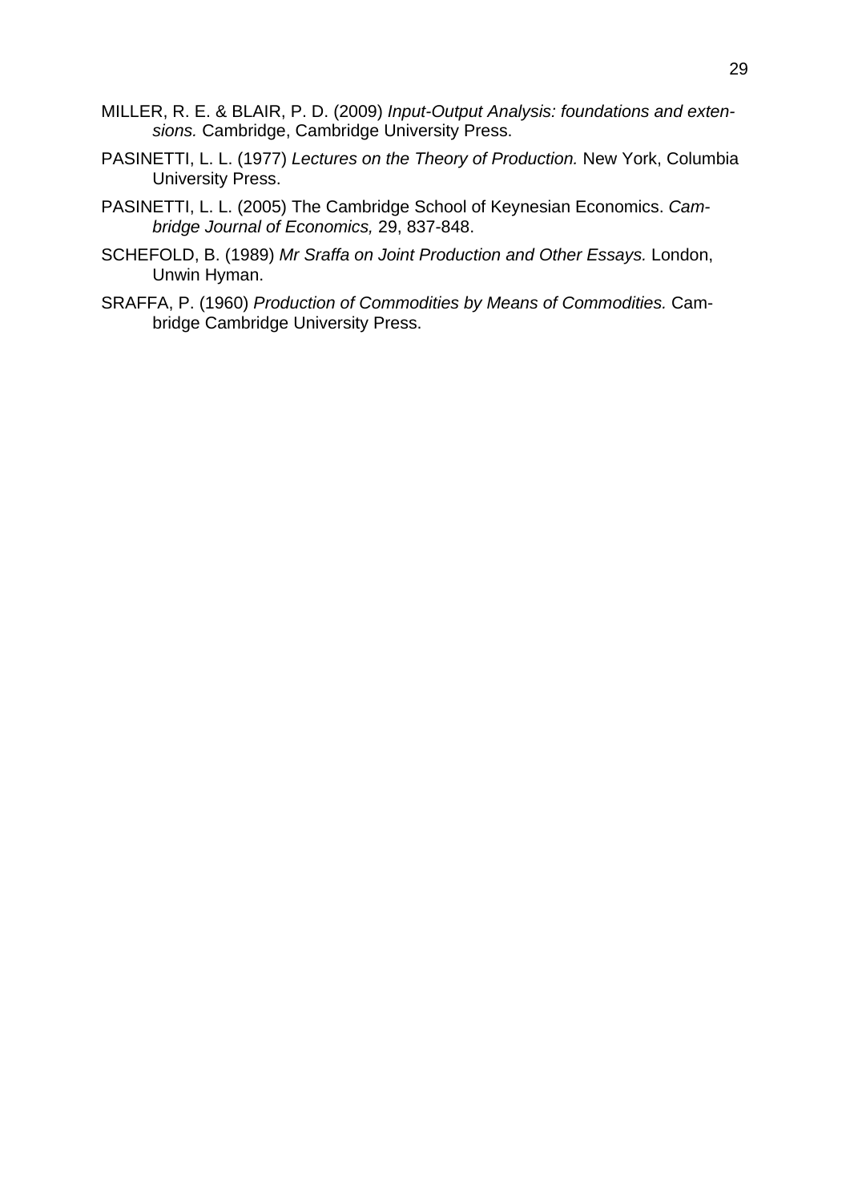MILLER, R. E. & BLAIR, P. D. (2009) *Input-Output Analysis: foundations and extensions.* Cambridge, Cambridge University Press.

PASINETTI, L. L. (1977) *Lectures on the Theory of Production.* New York, Columbia University Press.

PASINETTI, L. L. (2005) The Cambridge School of Keynesian Economics. *Cambridge Journal of Economics,* 29, 837-848.

SCHEFOLD, B. (1989) *Mr Sraffa on Joint Production and Other Essays.* London, Unwin Hyman.

SRAFFA, P. (1960) *Production of Commodities by Means of Commodities.* Cambridge Cambridge University Press.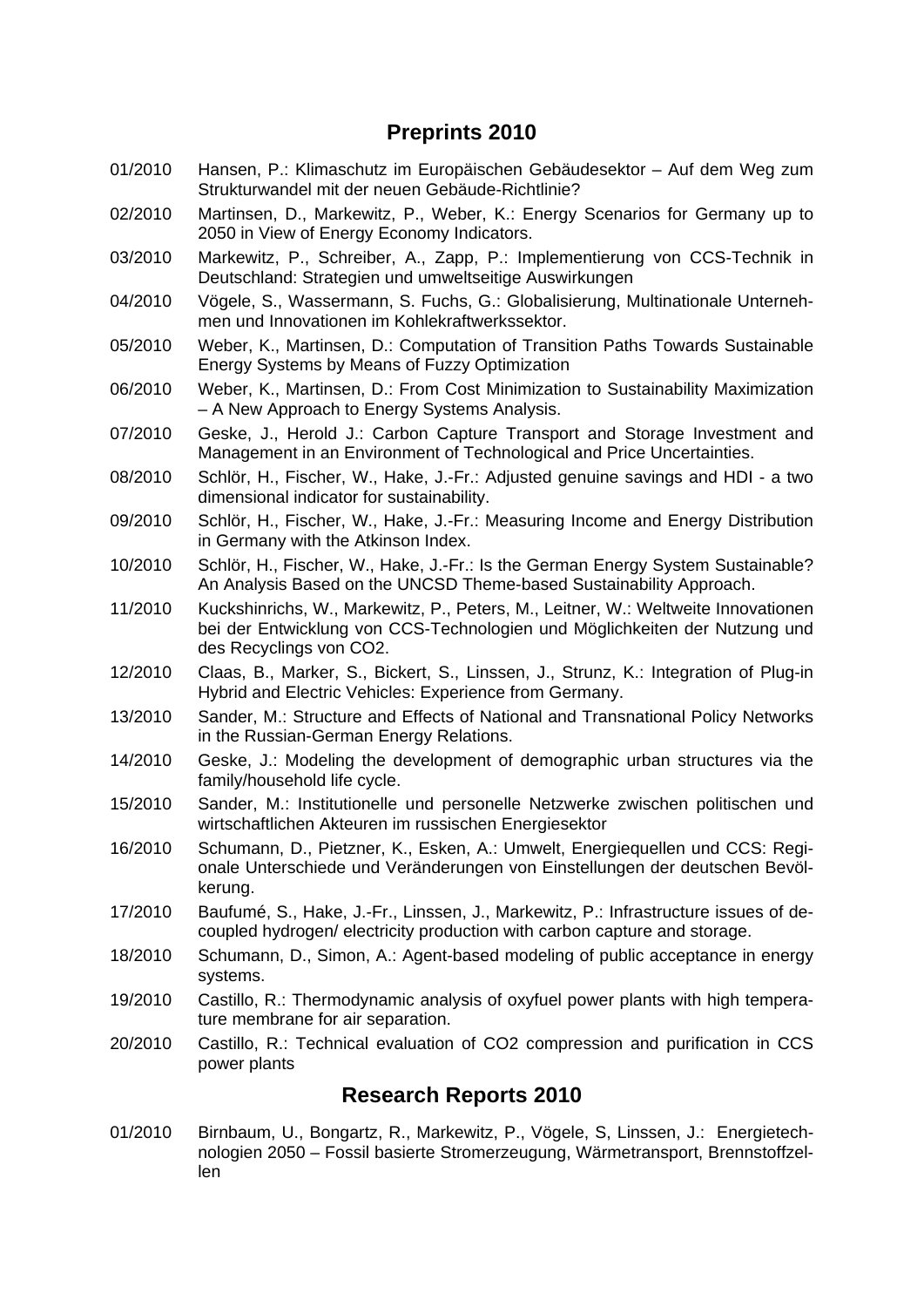## Preprints 2010

01/2010 Hansen, P.: Klimaschutz im Europäischen Gebäudesektor – Auf dem Weg zum Strukturwandel mit der neuen Gebäude-Richtlinie?

02/2010 Martinsen, D., Markewitz, P., Weber, K.: Energy Scenarios for Germany up to 2050 in View of Energy Economy Indicators.

03/2010 Markewitz, P., Schreiber, A., Zapp, P.: Implementierung von CCS-Technik in Deutschland: Strategien und umweltseitige Auswirkungen

04/2010 Vögele, S., Wassermann, S. Fuchs, G.: Globalisierung, Multinationale Unternehmen und Innovationen im Kohlekraftwerkssektor.

05/2010 Weber, K., Martinsen, D.: Computation of Transition Paths Towards Sustainable Energy Systems by Means of Fuzzy Optimization

06/2010 Weber, K., Martinsen, D.: From Cost Minimization to Sustainability Maximization – A New Approach to Energy Systems Analysis.

07/2010 Geske, J., Herold J.: Carbon Capture Transport and Storage Investment and Management in an Environment of Technological and Price Uncertainties.

08/2010 Schlör, H., Fischer, W., Hake, J.-Fr.: Adjusted genuine savings and HDI - a two dimensional indicator for sustainability.

09/2010 Schlör, H., Fischer, W., Hake, J.-Fr.: Measuring Income and Energy Distribution in Germany with the Atkinson Index.

10/2010 Schlör, H., Fischer, W., Hake, J.-Fr.: Is the German Energy System Sustainable? An Analysis Based on the UNCSD Theme-based Sustainability Approach.

11/2010 Kuckshinrichs, W., Markewitz, P., Peters, M., Leitner, W.: Weltweite Innovationen bei der Entwicklung von CCS-Technologien und Möglichkeiten der Nutzung und des Recyclings von CO2.

12/2010 Claas, B., Marker, S., Bickert, S., Linssen, J., Strunz, K.: Integration of Plug-in Hybrid and Electric Vehicles: Experience from Germany.

13/2010 Sander, M.: Structure and Effects of National and Transnational Policy Networks in the Russian-German Energy Relations.

14/2010 Geske, J.: Modeling the development of demographic urban structures via the family/household life cycle.

15/2010 Sander, M.: Institutionelle und personelle Netzwerke zwischen politischen und wirtschaftlichen Akteuren im russischen Energiesektor

16/2010 Schumann, D., Pietzner, K., Esken, A.: Umwelt, Energiequellen und CCS: Regionale Unterschiede und Veränderungen von Einstellungen der deutschen Bevölkerung.

17/2010 Baufumé, S., Hake, J.-Fr., Linssen, J., Markewitz, P.: Infrastructure issues of decoupled hydrogen/ electricity production with carbon capture and storage.

18/2010 Schumann, D., Simon, A.: Agent-based modeling of public acceptance in energy systems.

19/2010 Castillo, R.: Thermodynamic analysis of oxyfuel power plants with high temperature membrane for air separation.

20/2010 Castillo, R.: Technical evaluation of CO2 compression and purification in CCS power plants

## Research Reports 2010

01/2010 Birnbaum, U., Bongartz, R., Markewitz, P., Vögele, S, Linssen, J.: Energietechnologien 2050 – Fossil basierte Stromerzeugung, Wärmetransport, Brennstoffzellen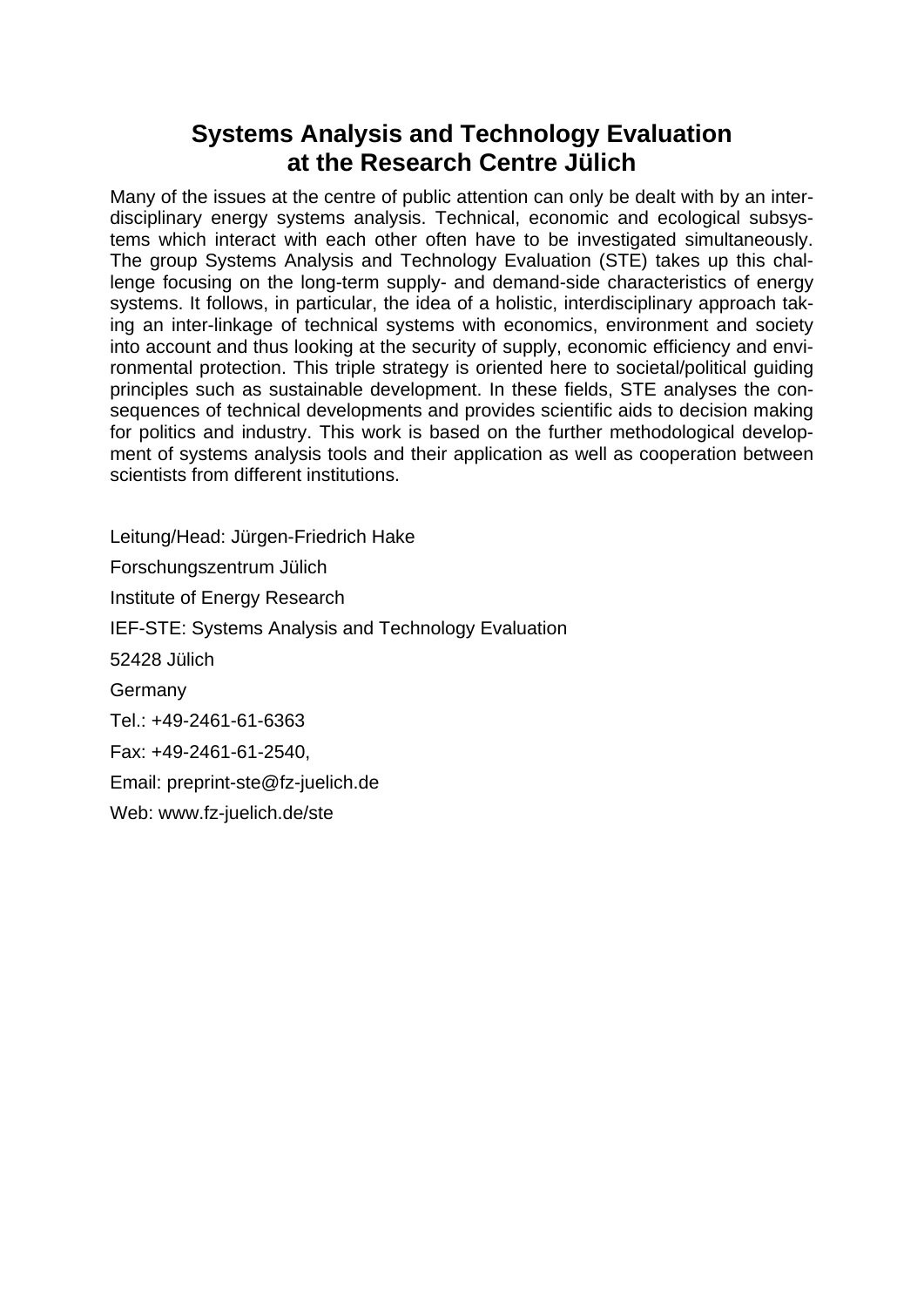# Systems Analysis and Technology Evaluation at the Research Centre Jülich

Many of the issues at the centre of public attention can only be dealt with by an interdisciplinary energy systems analysis. Technical, economic and ecological subsystems which interact with each other often have to be investigated simultaneously. The group Systems Analysis and Technology Evaluation (STE) takes up this challenge focusing on the long-term supply- and demand-side characteristics of energy systems. It follows, in particular, the idea of a holistic, interdisciplinary approach taking an inter-linkage of technical systems with economics, environment and society into account and thus looking at the security of supply, economic efficiency and environmental protection. This triple strategy is oriented here to societal/political guiding principles such as sustainable development. In these fields, STE analyses the consequences of technical developments and provides scientific aids to decision making for politics and industry. This work is based on the further methodological development of systems analysis tools and their application as well as cooperation between scientists from different institutions.

Leitung/Head: Jürgen-Friedrich Hake

Forschungszentrum Jülich

Institute of Energy Research

IEF-STE: Systems Analysis and Technology Evaluation

52428 Jülich

Germany

Tel.: +49-2461-61-6363

Fax: +49-2461-61-2540,

Email: preprint-ste@fz-juelich.de

Web: www.fz-juelich.de/ste